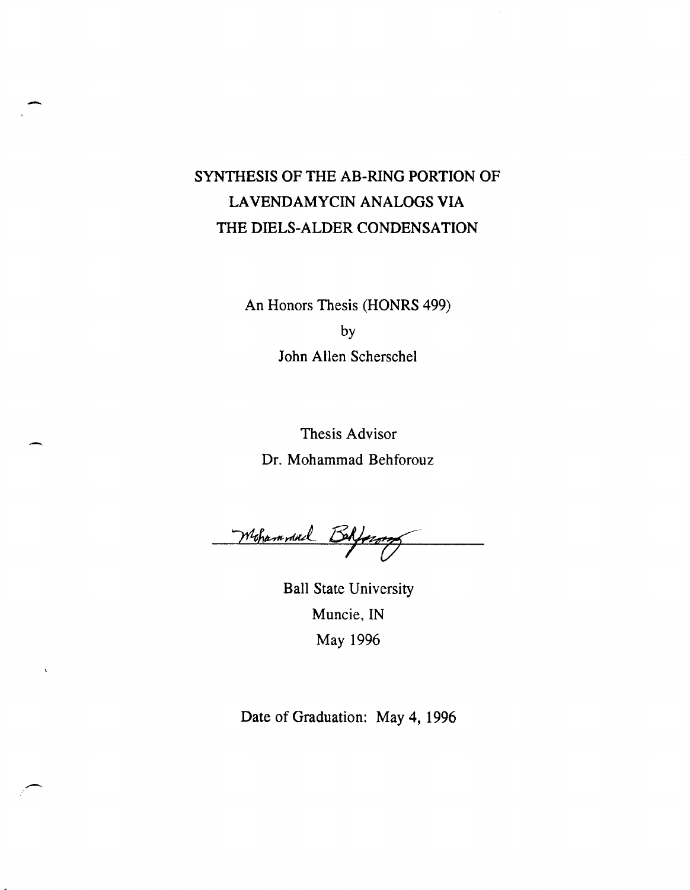# SYNTHESIS OF THE AB-RING PORTION OF LAVENDAMYCIN ANALOGS VIA THE DIELS-ALDER CONDENSATION

An Honors Thesis (HONRS 499)

by

John Allen Scherschel

Thesis Advisor

Dr. Mohammad Behforouz

Mohammad Behforouz

Ball State University

Muncie, IN

May 1996

Date of Graduation: May 4, 1996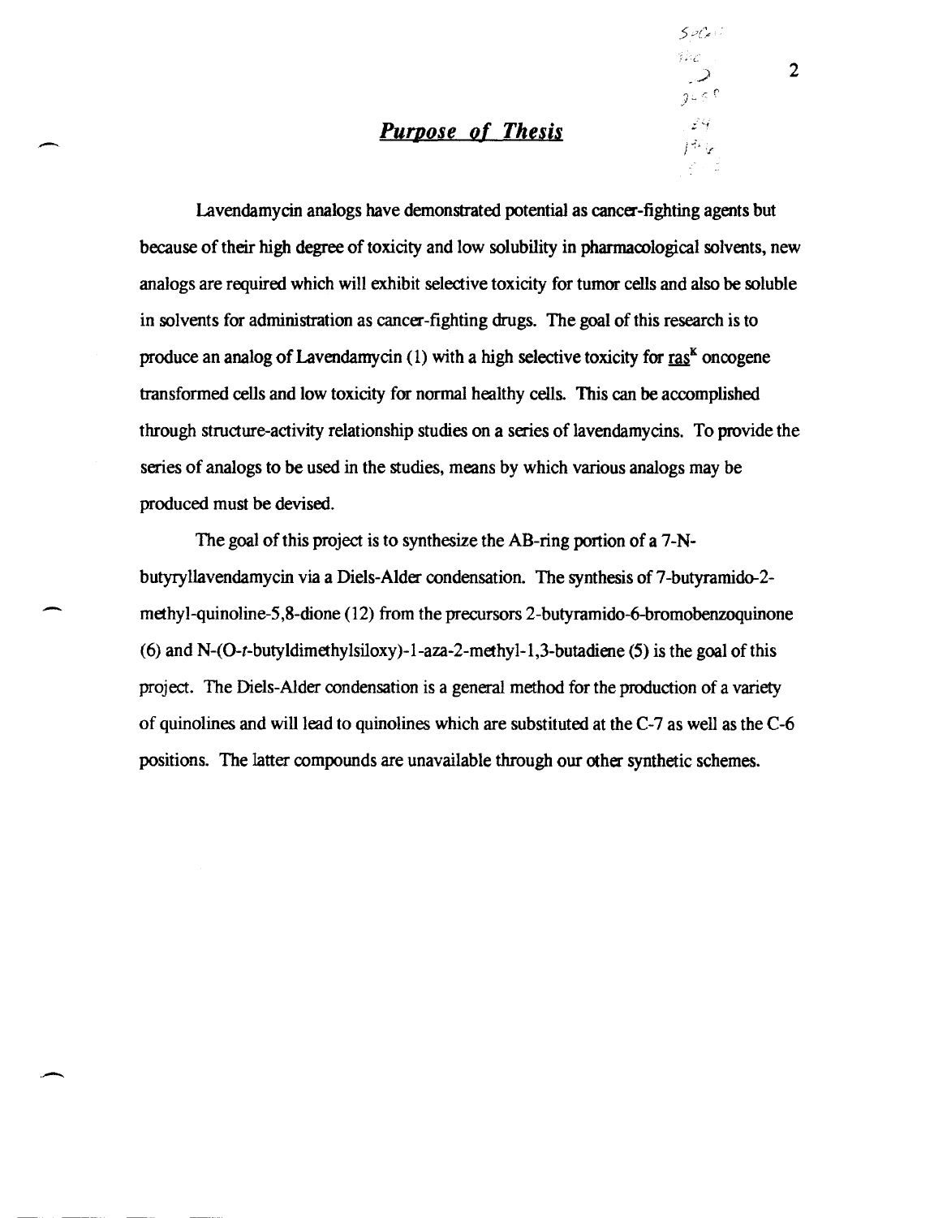## *Purpose of Thesis*

Lavendamycin analogs have demonstrated potential as cancer-fighting agents but because of their high degree of toxicity and low solubility in pharmacological solvents, new analogs are required which will exhibit selective toxicity for tumor cells and also be soluble in solvents for administration as cancer-fighting drugs. The goal of this research is to produce an analog of Lavendamycin (1) with a high selective toxicity for $\underline{ras}^K$ oncogene transformed cells and low toxicity for normal healthy cells. This can be accomplished through structure-activity relationship studies on a series of lavendamycins. To provide the series of analogs to be used in the studies, means by which various analogs may be produced must be devised.

The goal of this project is to synthesize the AB-ring portion of a 7-N-butyryllavendamycin via a Diels-Alder condensation. The synthesis of 7-butyramido-2-methyl-quinoline-5,8-dione (12) from the precursors 2-butyramido-6-bromobenzoquinone (6) and N-(O-*t*-butyldimethylsiloxy)-1-aza-2-methyl-1,3-butadiene (5) is the goal of this project. The Diels-Alder condensation is a general method for the production of a variety of quinolines and will lead to quinolines which are substituted at the C-7 as well as the C-6 positions. The latter compounds are unavailable through our other synthetic schemes.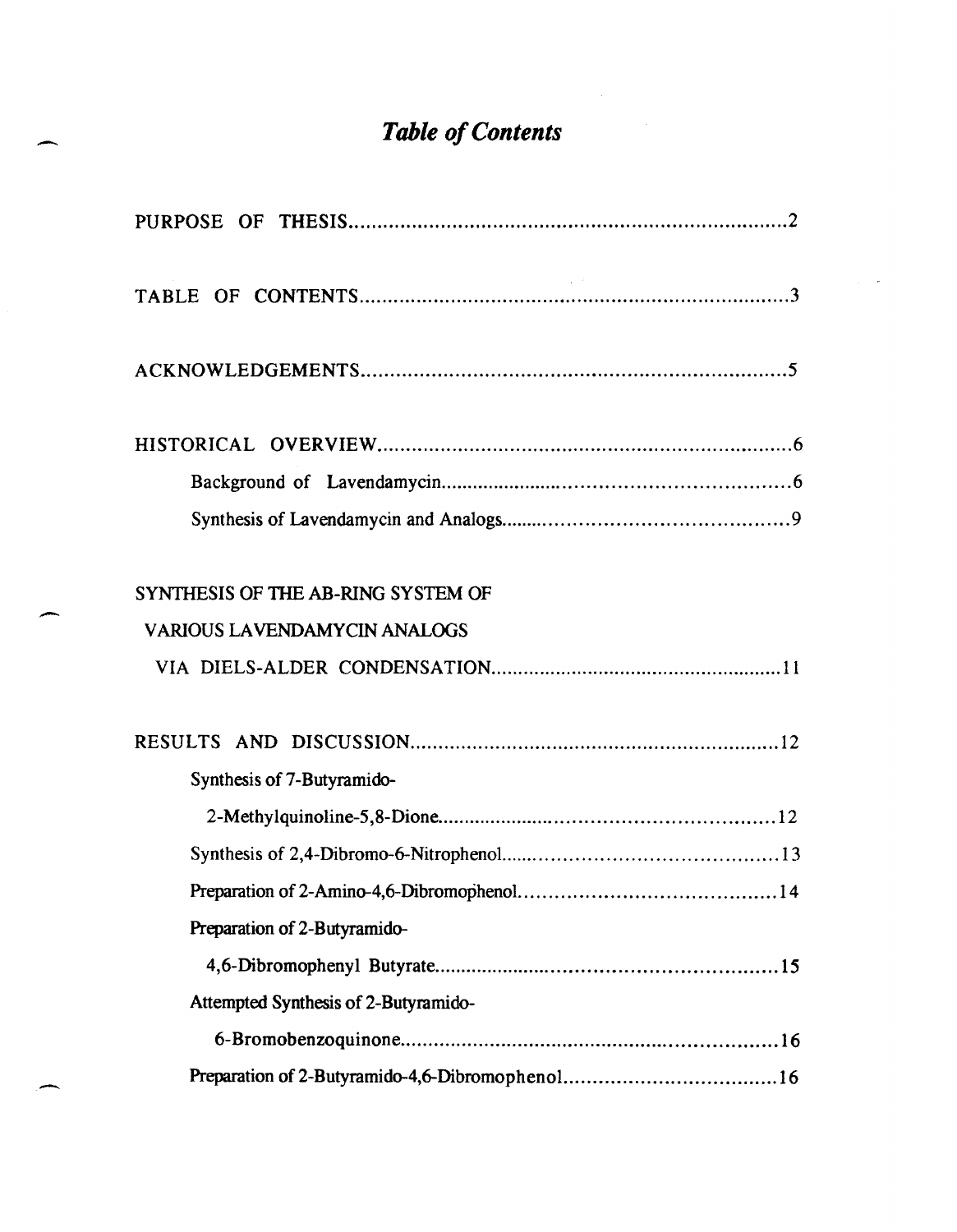# *Table of Contents*

PURPOSE OF THESIS....................................................................2

TABLE OF CONTENTS...................................................................3

ACKNOWLEDGEMENTS.................................................................5

HISTORICAL OVERVIEW...............................................................6

- Background of Lavendamycin.....................................................6
- Synthesis of Lavendamycin and Analogs.........................................9

SYNTHESIS OF THE AB-RING SYSTEM OF VARIOUS LAVENDAMYCIN ANALOGS VIA DIELS-ALDER CONDENSATION.........................................11

RESULTS AND DISCUSSION.........................................................12

- Synthesis of 7-Butyramido-2-Methylquinoline-5,8-Dione.........................12
- Synthesis of 2,4-Dibromo-6-Nitrophenol..........................................13
- Preparation of 2-Amino-4,6-Dibromophenol.......................................14
- Preparation of 2-Butyramido-4,6-Dibromophenyl Butyrate.........................15
- Attempted Synthesis of 2-Butyramido-6-Bromobenzoquinone......................16
- Preparation of 2-Butyramido-4,6-Dibromophenol..................................16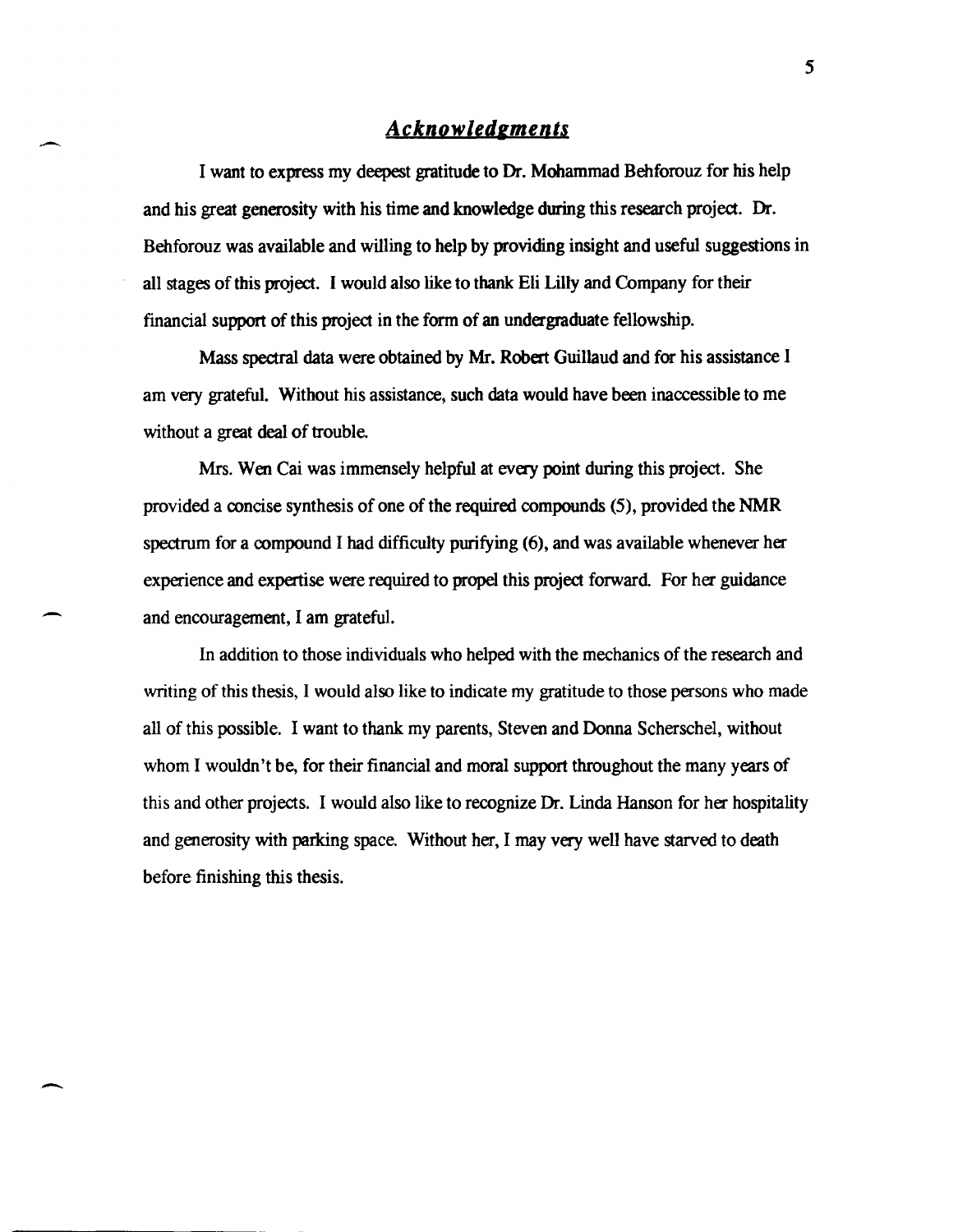## *Acknowledgments*

I want to express my deepest gratitude to Dr. Mohammad Behforouz for his help and his great generosity with his time and knowledge during this research project. Dr. Behforouz was available and willing to help by providing insight and useful suggestions in all stages of this project. I would also like to thank Eli Lilly and Company for their financial support of this project in the form of an undergraduate fellowship.

Mass spectral data were obtained by Mr. Robert Guillaud and for his assistance I am very grateful. Without his assistance, such data would have been inaccessible to me without a great deal of trouble.

Mrs. Wen Cai was immensely helpful at every point during this project. She provided a concise synthesis of one of the required compounds (5), provided the NMR spectrum for a compound I had difficulty purifying (6), and was available whenever her experience and expertise were required to propel this project forward. For her guidance and encouragement, I am grateful.

In addition to those individuals who helped with the mechanics of the research and writing of this thesis, I would also like to indicate my gratitude to those persons who made all of this possible. I want to thank my parents, Steven and Donna Scherschel, without whom I wouldn't be, for their financial and moral support throughout the many years of this and other projects. I would also like to recognize Dr. Linda Hanson for her hospitality and generosity with parking space. Without her, I may very well have starved to death before finishing this thesis.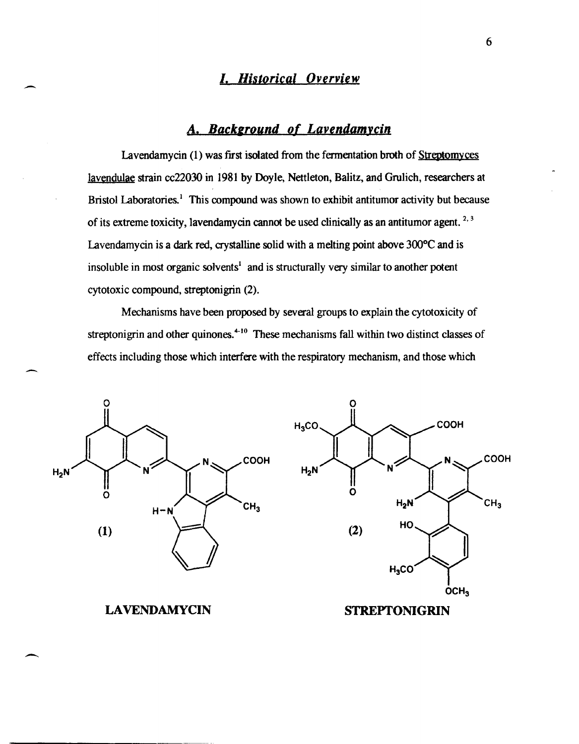# *I. Historical Overview*

## *A. Background of Lavendamycin*

Lavendamycin (1) was first isolated from the fermentation broth of Streptomyces lavendulae strain cc22030 in 1981 by Doyle, Nettleton, Balitz, and Grulich, researchers at Bristol Laboratories.[1] This compound was shown to exhibit antitumor activity but because of its extreme toxicity, lavendamycin cannot be used clinically as an antitumor agent.[2,3] Lavendamycin is a dark red, crystalline solid with a melting point above 300°C and is insoluble in most organic solvents[1] and is structurally very similar to another potent cytotoxic compound, streptonigrin (2).

Mechanisms have been proposed by several groups to explain the cytotoxicity of streptonigrin and other quinones.[4-10] These mechanisms fall within two distinct classes of effects including those which interfere with the respiratory mechanism, and those which

(1) **LAVENDAMYCIN**

(2) **STREPTONIGRIN**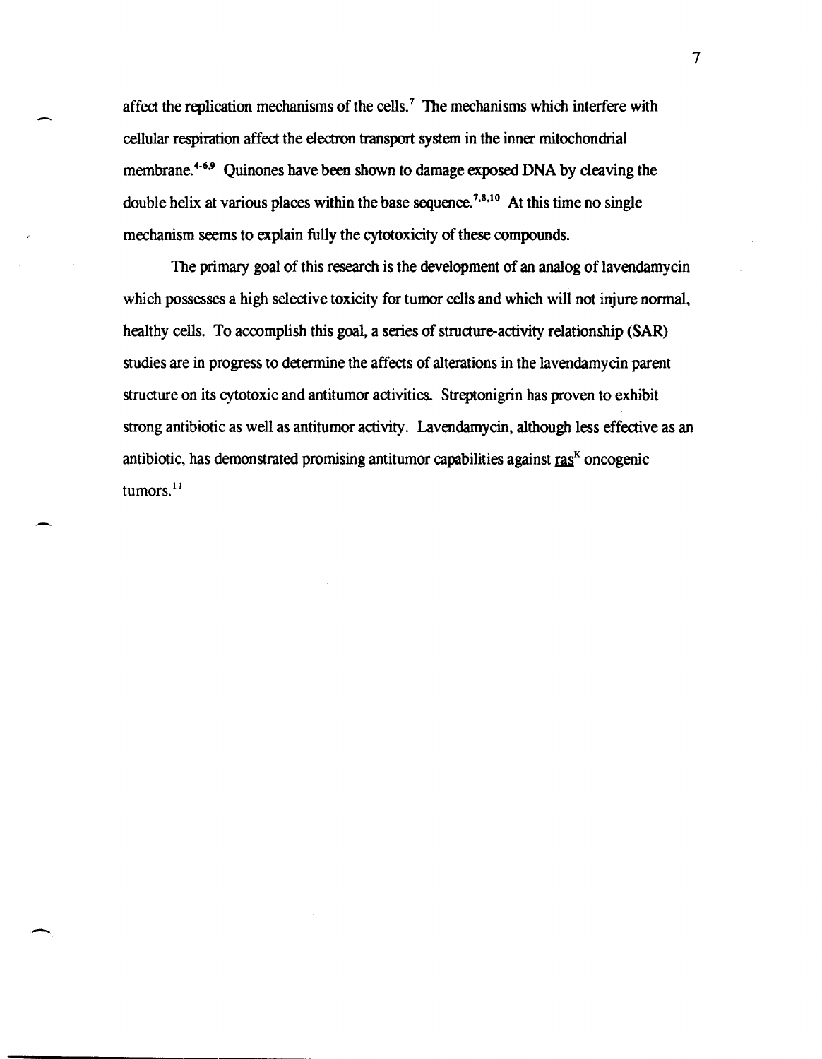affect the replication mechanisms of the cells.[7] The mechanisms which interfere with cellular respiration affect the electron transport system in the inner mitochondrial membrane.[4-6,9] Quinones have been shown to damage exposed DNA by cleaving the double helix at various places within the base sequence.[7,8,10] At this time no single mechanism seems to explain fully the cytotoxicity of these compounds.

The primary goal of this research is the development of an analog of lavendamycin which possesses a high selective toxicity for tumor cells and which will not injure normal, healthy cells. To accomplish this goal, a series of structure-activity relationship (SAR) studies are in progress to determine the affects of alterations in the lavendamycin parent structure on its cytotoxic and antitumor activities. Streptonigrin has proven to exhibit strong antibiotic as well as antitumor activity. Lavendamycin, although less effective as an antibiotic, has demonstrated promising antitumor capabilities against $\underline{ras}^{K}$ oncogenic tumors.[11]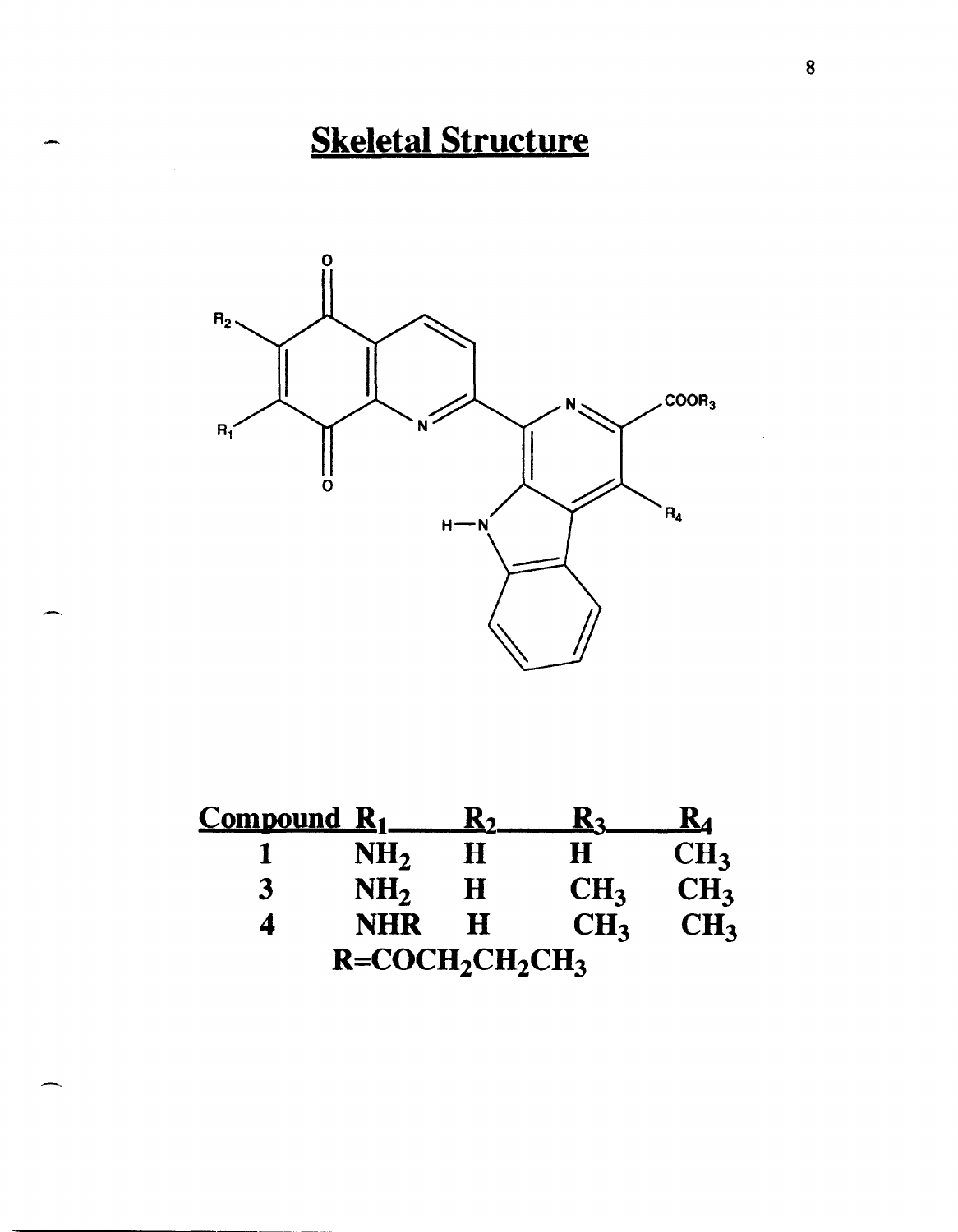# Skeletal Structure

| Compound | $R_1$ | $R_2$ | $R_3$ | $R_4$ |
| --- | --- | --- | --- | --- |
| 1 | $NH_2$ | H | H | $CH_3$ |
| 3 | $NH_2$ | H | $CH_3$ | $CH_3$ |
| 4 | NHR | H | $CH_3$ | $CH_3$ |

$R = COCH_2CH_2CH_3$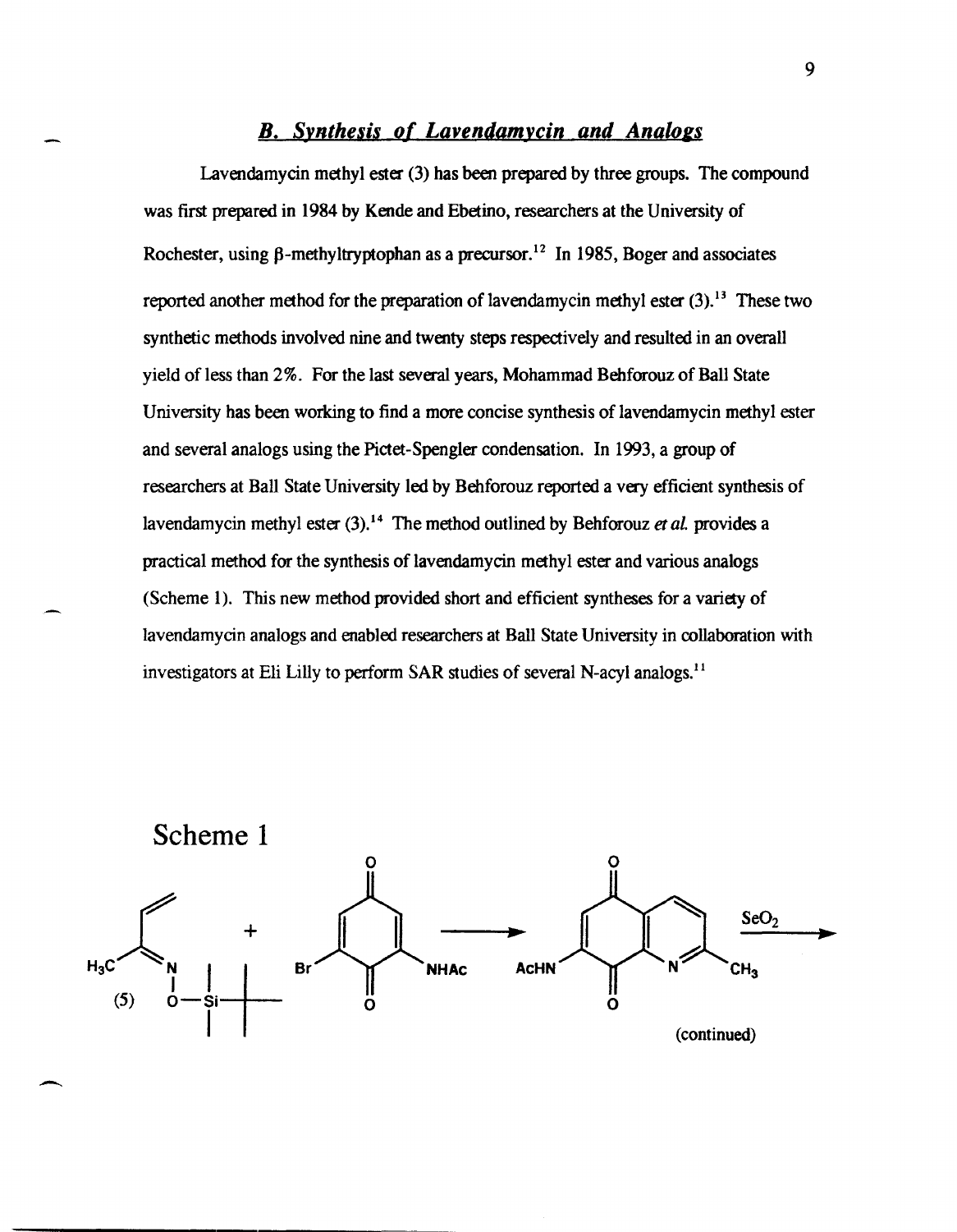### *B. Synthesis of Lavendamycin and Analogs*

Lavendamycin methyl ester (3) has been prepared by three groups. The compound was first prepared in 1984 by Kende and Ebetino, researchers at the University of Rochester, using β-methyltryptophan as a precursor.[12] In 1985, Boger and associates reported another method for the preparation of lavendamycin methyl ester (3).[13] These two synthetic methods involved nine and twenty steps respectively and resulted in an overall yield of less than 2%. For the last several years, Mohammad Behforouz of Ball State University has been working to find a more concise synthesis of lavendamycin methyl ester and several analogs using the Pictet-Spengler condensation. In 1993, a group of researchers at Ball State University led by Behforouz reported a very efficient synthesis of lavendamycin methyl ester (3).[14] The method outlined by Behforouz *et al.* provides a practical method for the synthesis of lavendamycin methyl ester and various analogs (Scheme 1). This new method provided short and efficient syntheses for a variety of lavendamycin analogs and enabled researchers at Ball State University in collaboration with investigators at Eli Lilly to perform SAR studies of several N-acyl analogs.[11]

Scheme 1

(5) + Br, NHAc-quinone → AcHN, $CH_3$-quinolinequinone $\xrightarrow{SeO_2}$

(continued)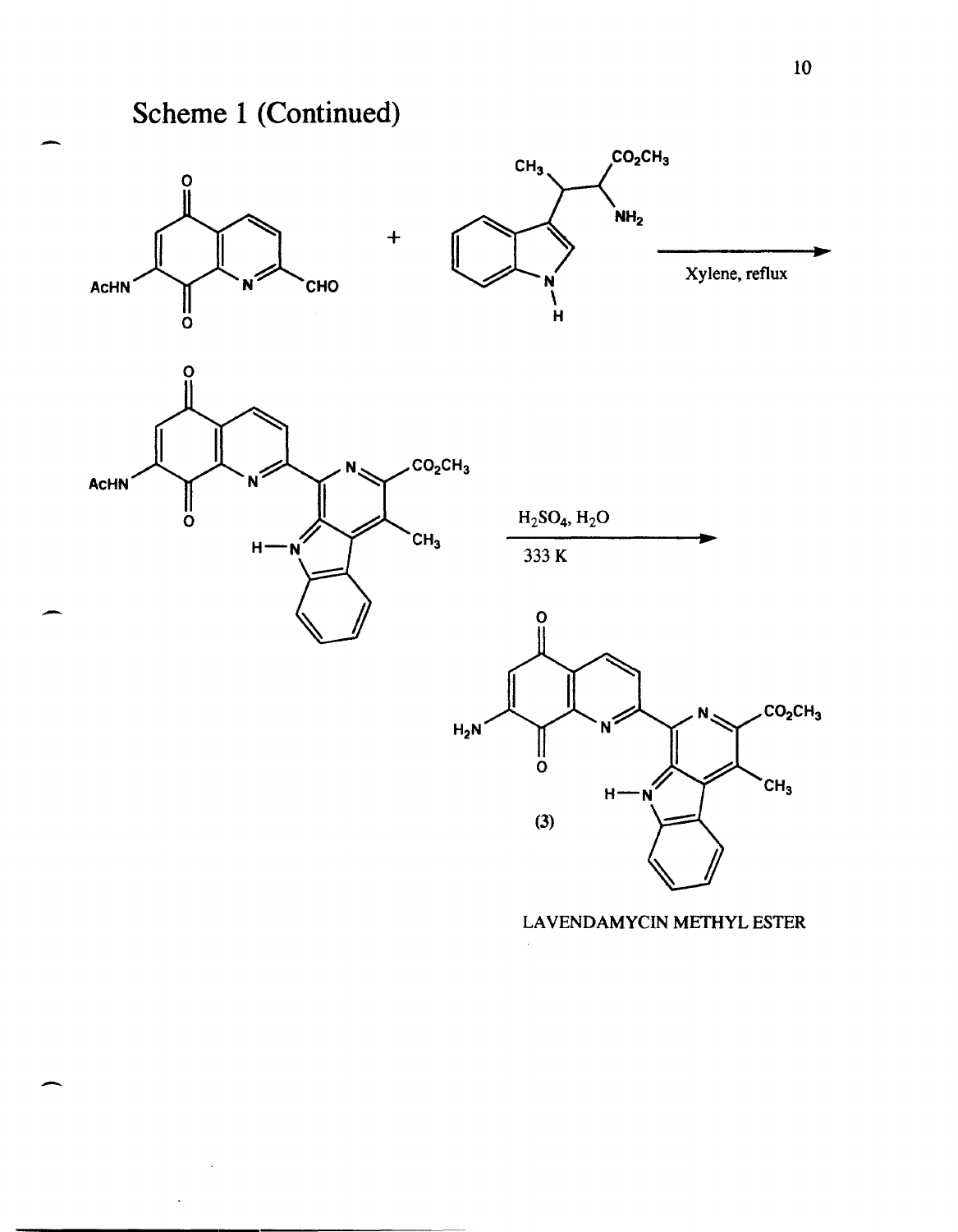# Scheme 1 (Continued)

AcHN, CHO, O, O, N + $CH_3$, $CO_2CH_3$, $NH_2$, N, H

Xylene, reflux

AcHN, O, O, N, N, $CO_2CH_3$, $CH_3$, H—N

$H_2SO_4$, $H_2O$

333 K

$H_2N$, O, O, N, N, $CO_2CH_3$, $CH_3$, H—N

(3)

LAVENDAMYCIN METHYL ESTER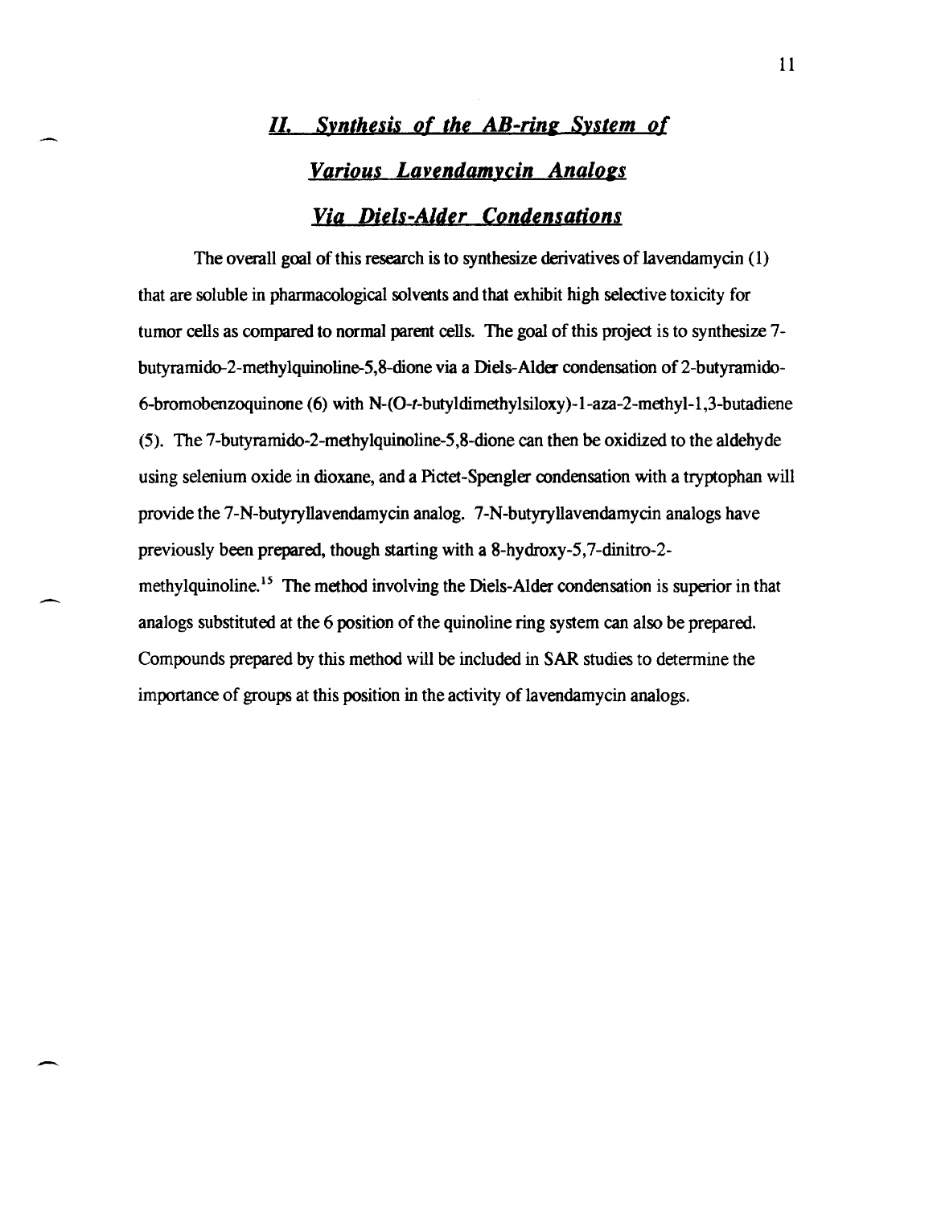## *II. Synthesis of the AB-ring System of Various Lavendamycin Analogs Via Diels-Alder Condensations*

The overall goal of this research is to synthesize derivatives of lavendamycin (1) that are soluble in pharmacological solvents and that exhibit high selective toxicity for tumor cells as compared to normal parent cells. The goal of this project is to synthesize 7-butyramido-2-methylquinoline-5,8-dione via a Diels-Alder condensation of 2-butyramido-6-bromobenzoquinone (6) with N-(O-*t*-butyldimethylsiloxy)-1-aza-2-methyl-1,3-butadiene (5). The 7-butyramido-2-methylquinoline-5,8-dione can then be oxidized to the aldehyde using selenium oxide in dioxane, and a Pictet-Spengler condensation with a tryptophan will provide the 7-N-butyryllavendamycin analog. 7-N-butyryllavendamycin analogs have previously been prepared, though starting with a 8-hydroxy-5,7-dinitro-2-methylquinoline.[15] The method involving the Diels-Alder condensation is superior in that analogs substituted at the 6 position of the quinoline ring system can also be prepared. Compounds prepared by this method will be included in SAR studies to determine the importance of groups at this position in the activity of lavendamycin analogs.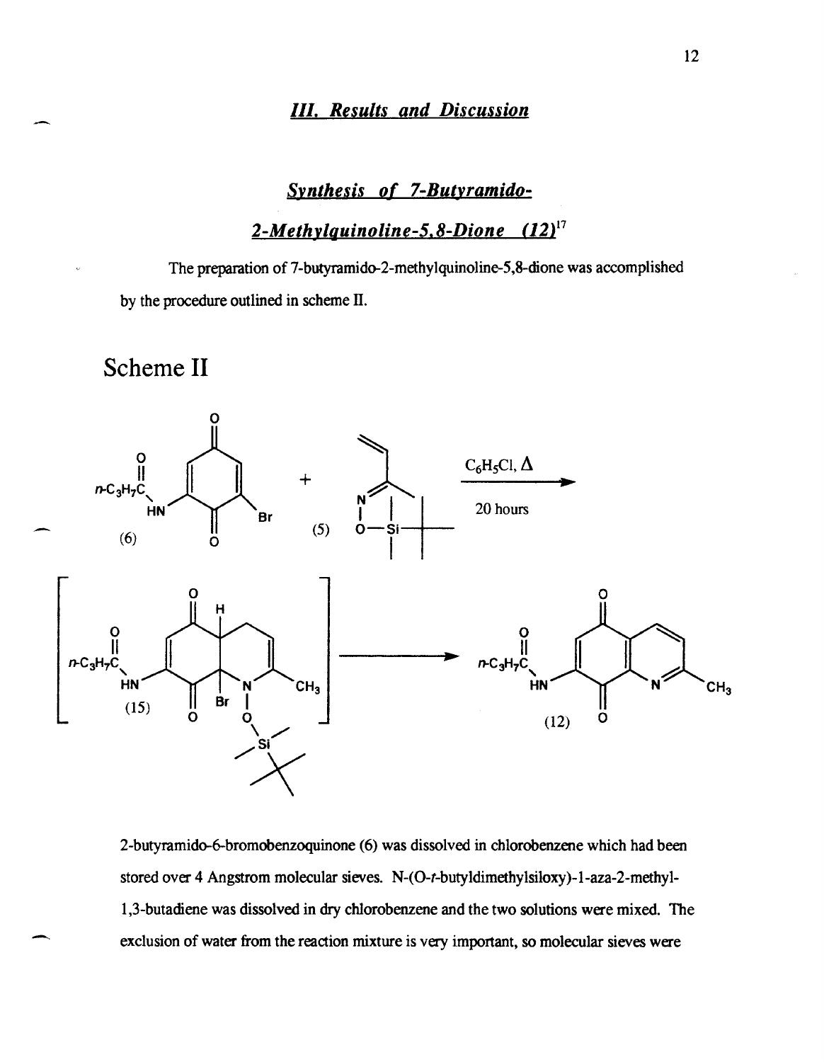## *III. Results and Discussion*

### *Synthesis of 7-Butyramido-2-Methylquinoline-5,8-Dione (12)*[17]

The preparation of 7-butyramido-2-methylquinoline-5,8-dione was accomplished by the procedure outlined in scheme II.

# Scheme II

$C_6H_5Cl$, Δ

20 hours

(6) (5) (15) (12)

2-butyramido-6-bromobenzoquinone (6) was dissolved in chlorobenzene which had been stored over 4 Angstrom molecular sieves. N-(O-*t*-butyldimethylsiloxy)-1-aza-2-methyl-1,3-butadiene was dissolved in dry chlorobenzene and the two solutions were mixed. The exclusion of water from the reaction mixture is very important, so molecular sieves were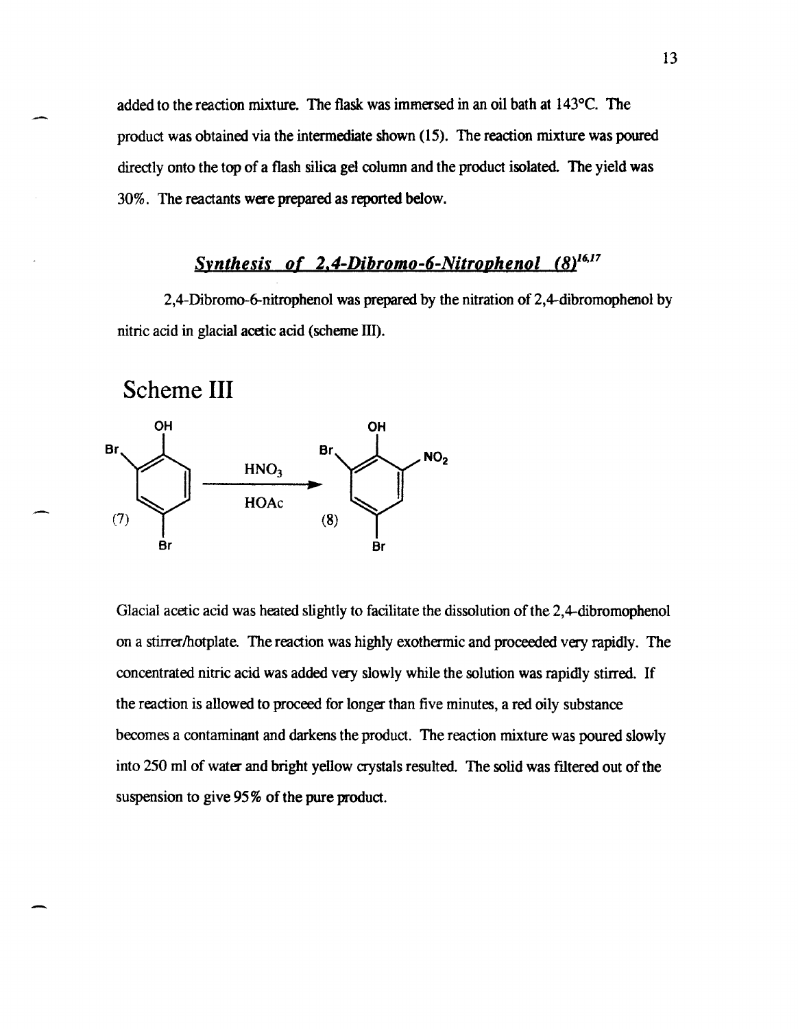added to the reaction mixture. The flask was immersed in an oil bath at 143°C. The product was obtained via the intermediate shown (15). The reaction mixture was poured directly onto the top of a flash silica gel column and the product isolated. The yield was 30%. The reactants were prepared as reported below.

## ***Synthesis of 2,4-Dibromo-6-Nitrophenol (8)***[16,17]

2,4-Dibromo-6-nitrophenol was prepared by the nitration of 2,4-dibromophenol by nitric acid in glacial acetic acid (scheme III).

## Scheme III

$$\text{(7)} \xrightarrow[\text{HOAc}]{HNO_3} \text{(8)}$$

Glacial acetic acid was heated slightly to facilitate the dissolution of the 2,4-dibromophenol on a stirrer/hotplate. The reaction was highly exothermic and proceeded very rapidly. The concentrated nitric acid was added very slowly while the solution was rapidly stirred. If the reaction is allowed to proceed for longer than five minutes, a red oily substance becomes a contaminant and darkens the product. The reaction mixture was poured slowly into 250 ml of water and bright yellow crystals resulted. The solid was filtered out of the suspension to give 95% of the pure product.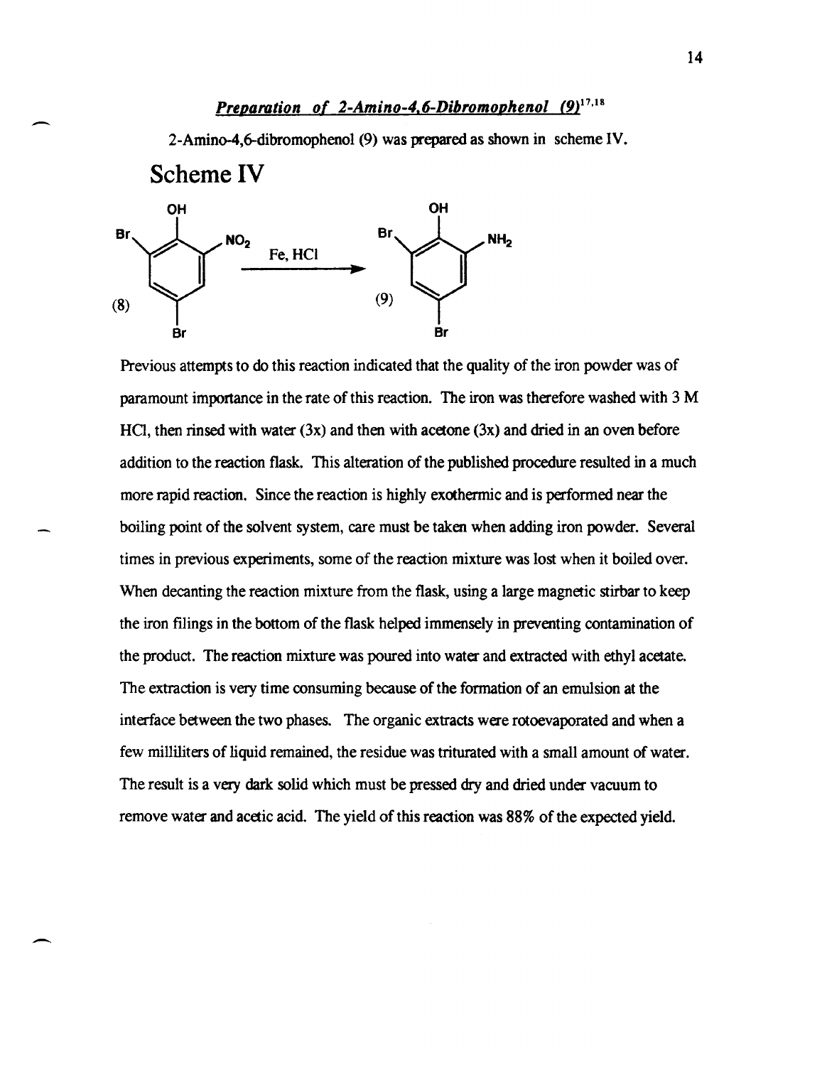## *Preparation of 2-Amino-4,6-Dibromophenol (9)*[17,18]

2-Amino-4,6-dibromophenol (9) was prepared as shown in scheme IV.

# Scheme IV

Previous attempts to do this reaction indicated that the quality of the iron powder was of paramount importance in the rate of this reaction. The iron was therefore washed with 3 M HCl, then rinsed with water (3x) and then with acetone (3x) and dried in an oven before addition to the reaction flask. This alteration of the published procedure resulted in a much more rapid reaction. Since the reaction is highly exothermic and is performed near the boiling point of the solvent system, care must be taken when adding iron powder. Several times in previous experiments, some of the reaction mixture was lost when it boiled over. When decanting the reaction mixture from the flask, using a large magnetic stirbar to keep the iron filings in the bottom of the flask helped immensely in preventing contamination of the product. The reaction mixture was poured into water and extracted with ethyl acetate. The extraction is very time consuming because of the formation of an emulsion at the interface between the two phases. The organic extracts were rotoevaporated and when a few milliliters of liquid remained, the residue was triturated with a small amount of water. The result is a very dark solid which must be pressed dry and dried under vacuum to remove water and acetic acid. The yield of this reaction was 88% of the expected yield.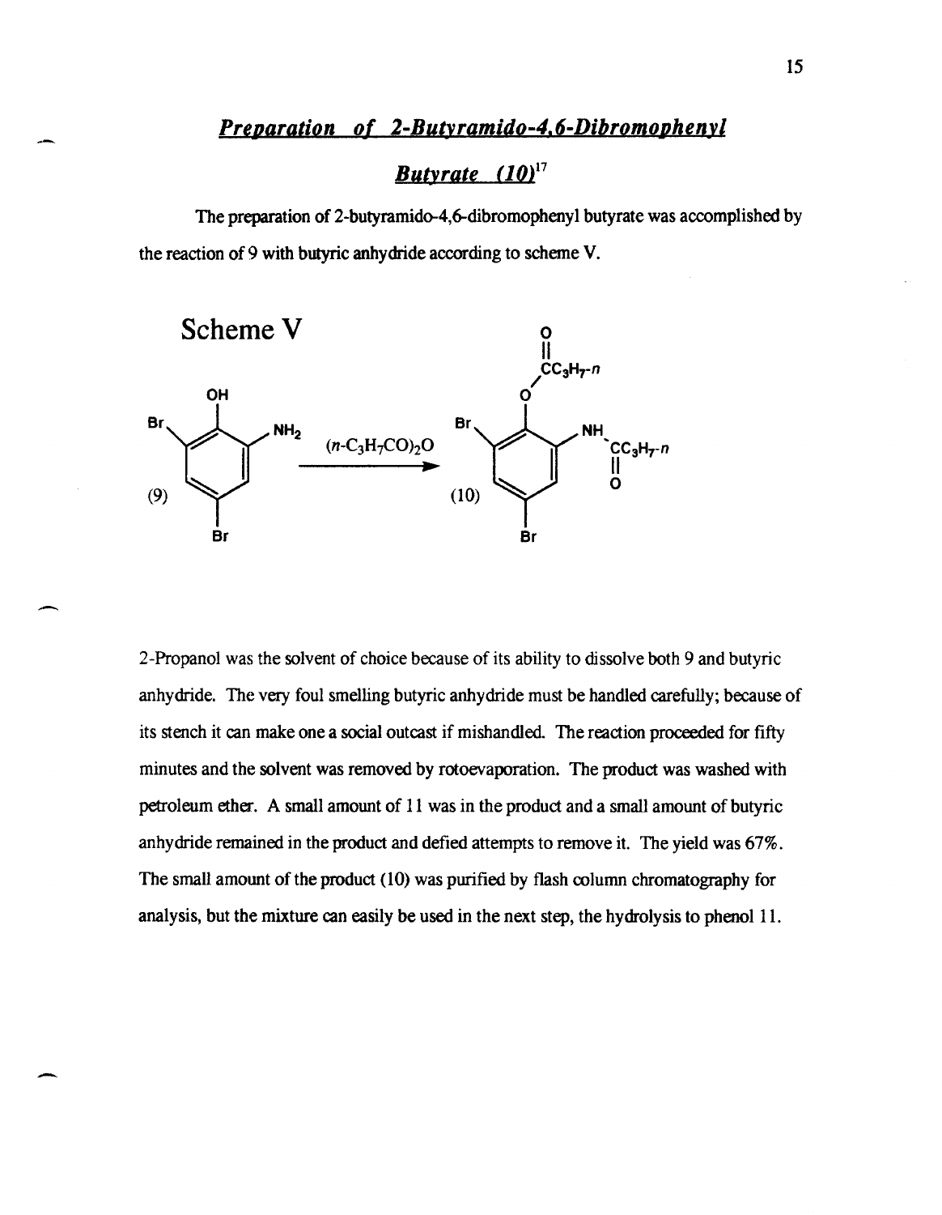## *Preparation of 2-Butyramido-4,6-Dibromophenyl Butyrate (10)*[17]

The preparation of 2-butyramido-4,6-dibromophenyl butyrate was accomplished by the reaction of 9 with butyric anhydride according to scheme V.

Scheme V

(9) $\xrightarrow{(n\text{-}C_3H_7CO)_2O}$ (10)

2-Propanol was the solvent of choice because of its ability to dissolve both 9 and butyric anhydride. The very foul smelling butyric anhydride must be handled carefully; because of its stench it can make one a social outcast if mishandled. The reaction proceeded for fifty minutes and the solvent was removed by rotoevaporation. The product was washed with petroleum ether. A small amount of 11 was in the product and a small amount of butyric anhydride remained in the product and defied attempts to remove it. The yield was 67%. The small amount of the product (10) was purified by flash column chromatography for analysis, but the mixture can easily be used in the next step, the hydrolysis to phenol 11.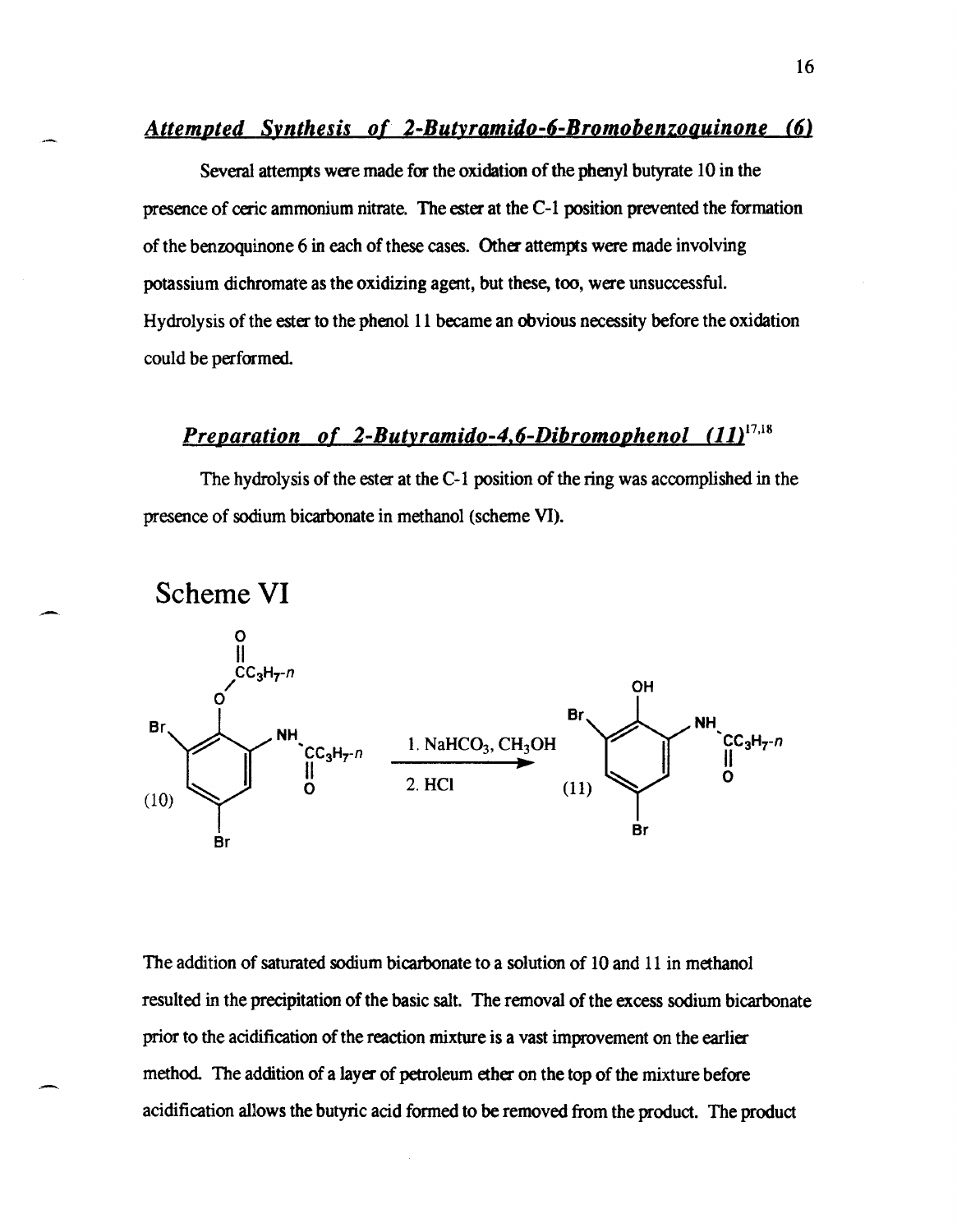### *Attempted Synthesis of 2-Butyramido-6-Bromobenzoquinone (6)*

Several attempts were made for the oxidation of the phenyl butyrate 10 in the presence of ceric ammonium nitrate. The ester at the C-1 position prevented the formation of the benzoquinone 6 in each of these cases. Other attempts were made involving potassium dichromate as the oxidizing agent, but these, too, were unsuccessful. Hydrolysis of the ester to the phenol 11 became an obvious necessity before the oxidation could be performed.

### *Preparation of 2-Butyramido-4,6-Dibromophenol (11)*[17,18]

The hydrolysis of the ester at the C-1 position of the ring was accomplished in the presence of sodium bicarbonate in methanol (scheme VI).

## Scheme VI

(10) → 1. $NaHCO_3$, $CH_3OH$; 2. HCl → (11)

The addition of saturated sodium bicarbonate to a solution of 10 and 11 in methanol resulted in the precipitation of the basic salt. The removal of the excess sodium bicarbonate prior to the acidification of the reaction mixture is a vast improvement on the earlier method. The addition of a layer of petroleum ether on the top of the mixture before acidification allows the butyric acid formed to be removed from the product. The product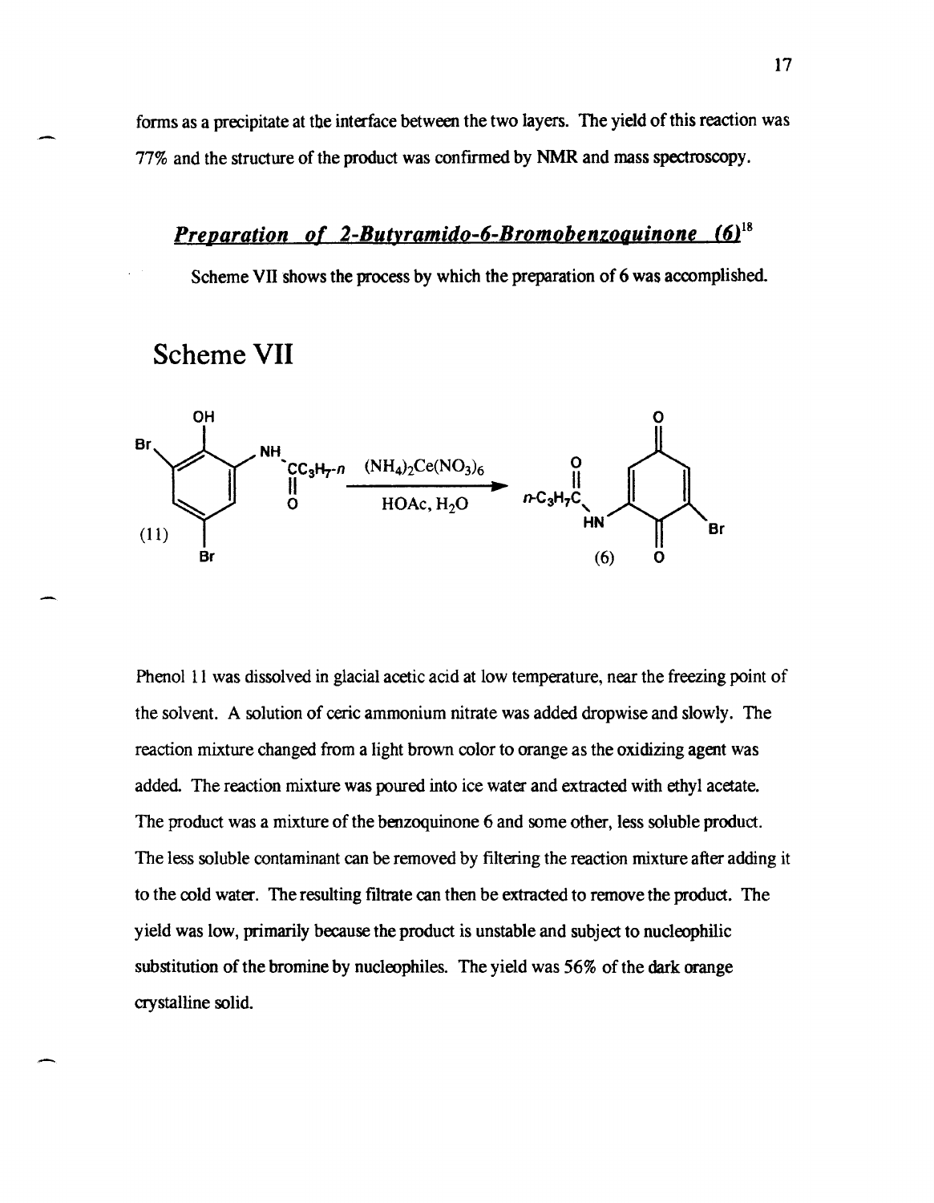forms as a precipitate at the interface between the two layers. The yield of this reaction was 77% and the structure of the product was confirmed by NMR and mass spectroscopy.

## *Preparation of 2-Butyramido-6-Bromobenzoquinone (6)*[18]

Scheme VII shows the process by which the preparation of 6 was accomplished.

# Scheme VII

(11) $\xrightarrow[\text{HOAc, } H_2O]{(NH_4)_2Ce(NO_3)_6}$ (6)

Phenol 11 was dissolved in glacial acetic acid at low temperature, near the freezing point of the solvent. A solution of ceric ammonium nitrate was added dropwise and slowly. The reaction mixture changed from a light brown color to orange as the oxidizing agent was added. The reaction mixture was poured into ice water and extracted with ethyl acetate. The product was a mixture of the benzoquinone 6 and some other, less soluble product. The less soluble contaminant can be removed by filtering the reaction mixture after adding it to the cold water. The resulting filtrate can then be extracted to remove the product. The yield was low, primarily because the product is unstable and subject to nucleophilic substitution of the bromine by nucleophiles. The yield was 56% of the dark orange crystalline solid.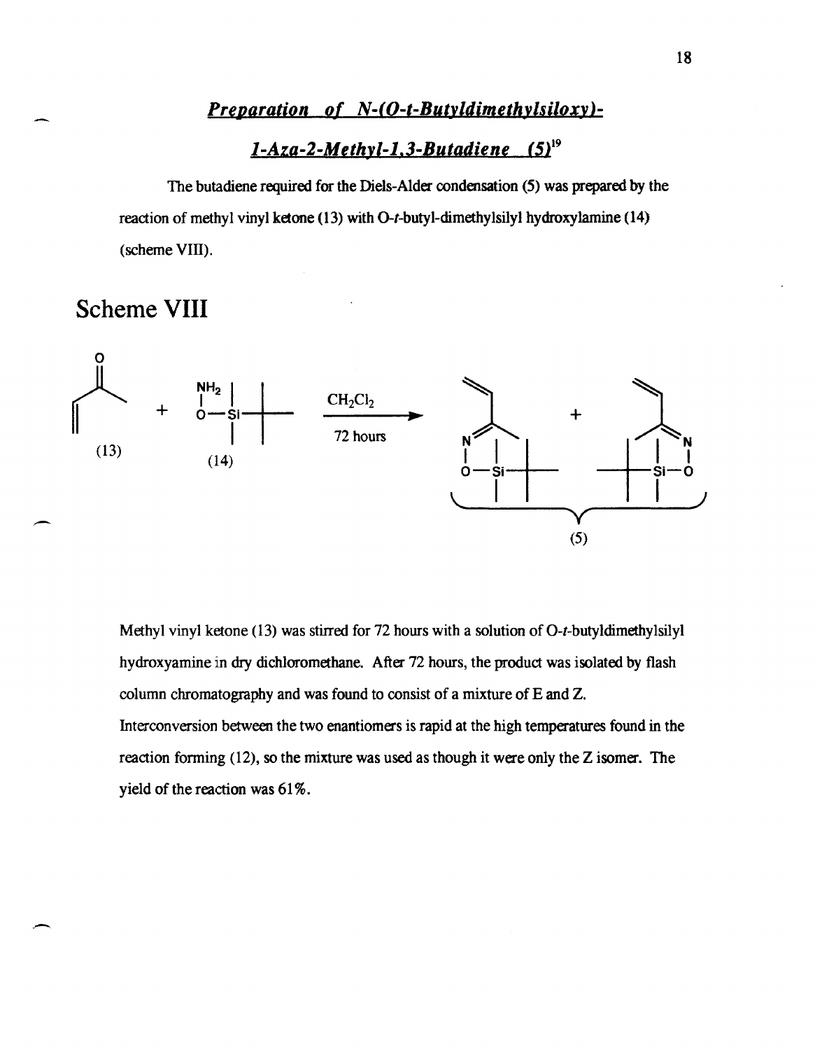## *Preparation of N-(O-t-Butyldimethylsiloxy)-*

## *1-Aza-2-Methyl-1,3-Butadiene (5)*[19]

The butadiene required for the Diels-Alder condensation (5) was prepared by the reaction of methyl vinyl ketone (13) with O-*t*-butyl-dimethylsilyl hydroxylamine (14) (scheme VIII).

# Scheme VIII

(13) + (14) $\xrightarrow[\text{72 hours}]{CH_2Cl_2}$ (5)

Methyl vinyl ketone (13) was stirred for 72 hours with a solution of O-*t*-butyldimethylsilyl hydroxyamine in dry dichloromethane. After 72 hours, the product was isolated by flash column chromatography and was found to consist of a mixture of E and Z. Interconversion between the two enantiomers is rapid at the high temperatures found in the reaction forming (12), so the mixture was used as though it were only the Z isomer. The yield of the reaction was 61%.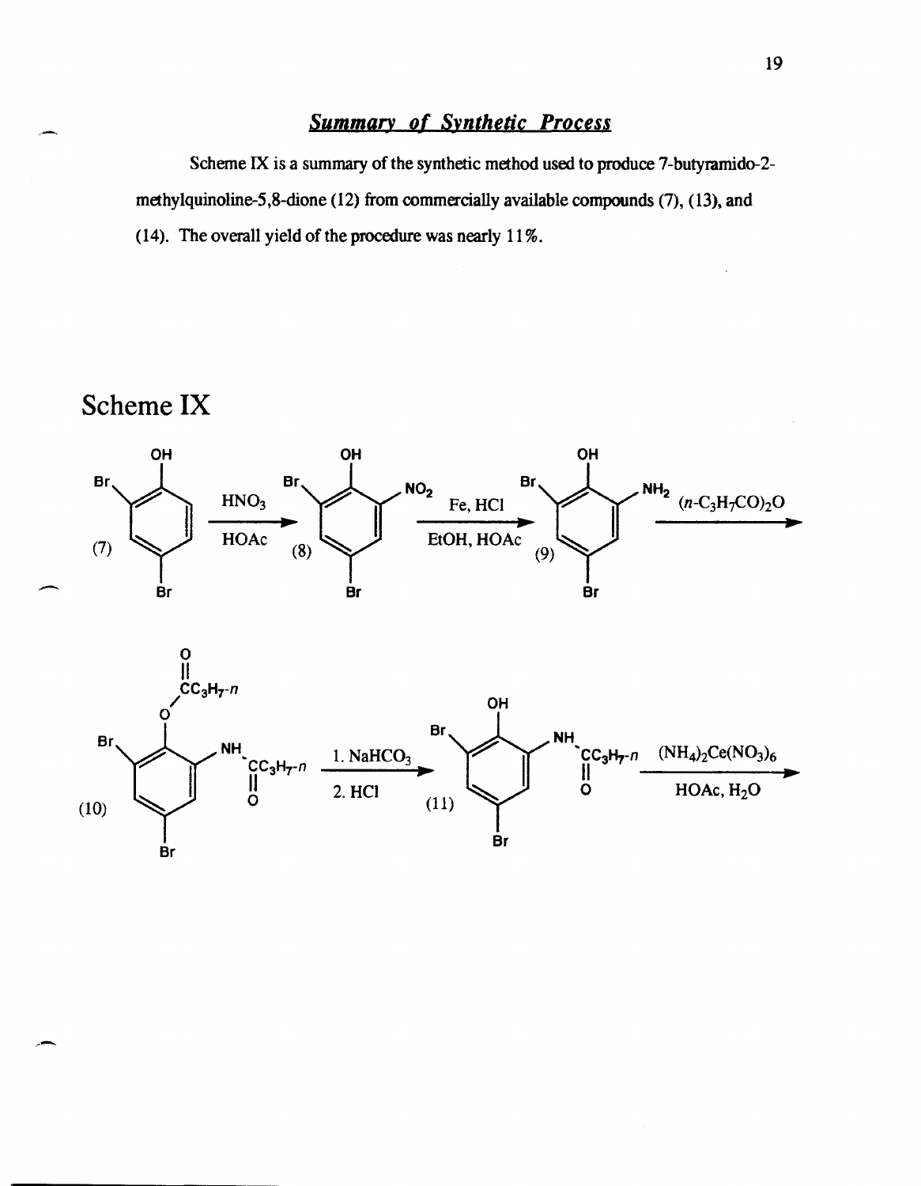## *Summary of Synthetic Process*

Scheme IX is a summary of the synthetic method used to produce 7-butyramido-2-methylquinoline-5,8-dione (12) from commercially available compounds (7), (13), and (14). The overall yield of the procedure was nearly 11%.

# Scheme IX

(7) $\xrightarrow[\text{HOAc}]{\text{HNO}_3}$ (8) $\xrightarrow[\text{EtOH, HOAc}]{\text{Fe, HCl}}$ (9) $\xrightarrow{(n\text{-}C_3H_7CO)_2O}$

(10) $\xrightarrow[\text{2. HCl}]{\text{1. NaHCO}_3}$ (11) $\xrightarrow[\text{HOAc, H}_2\text{O}]{(NH_4)_2Ce(NO_3)_6}$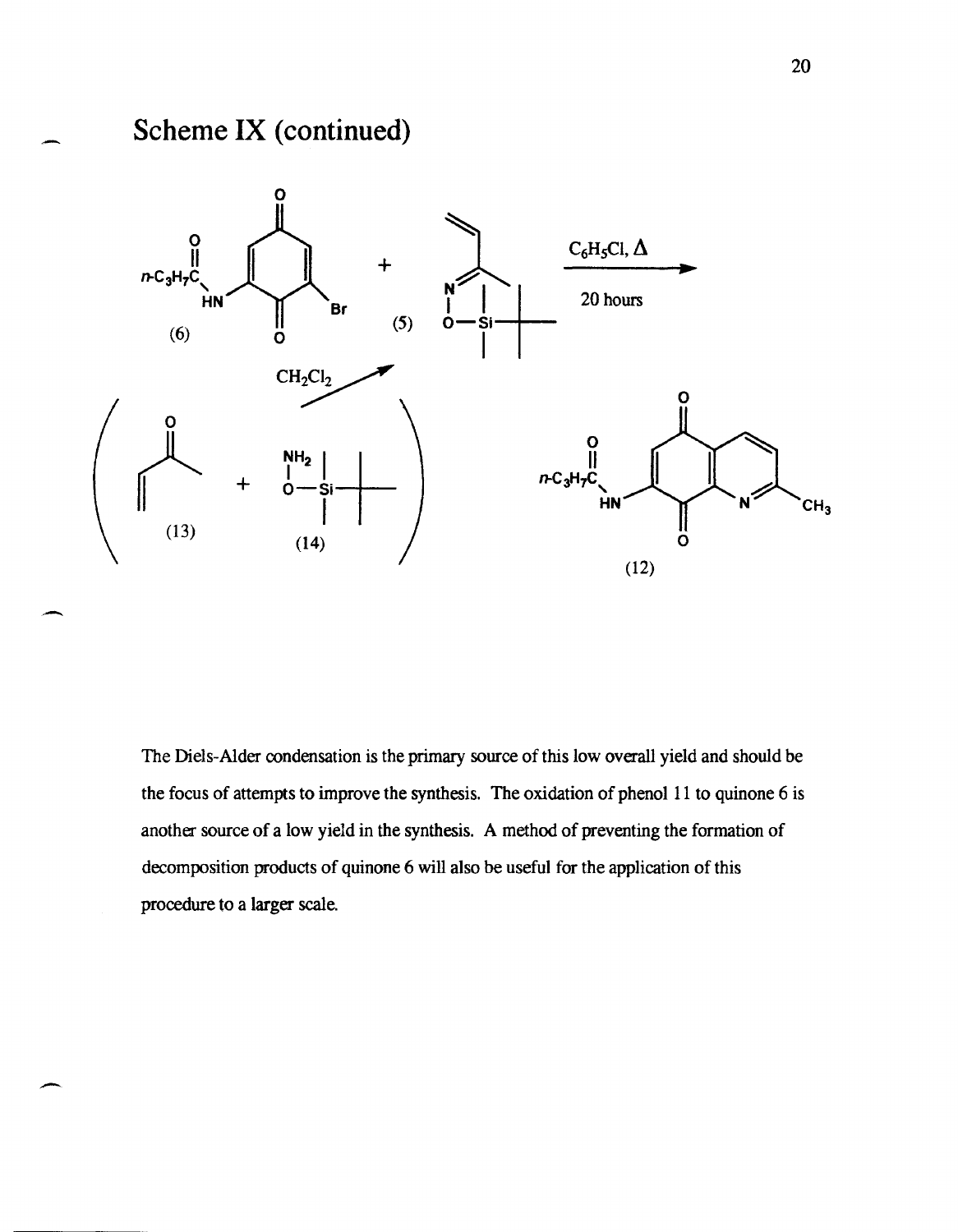## Scheme IX (continued)

(6) + (5) $\xrightarrow[\text{20 hours}]{C_6H_5Cl,\ \Delta}$ (12)

(13) + (14) $\xrightarrow{CH_2Cl_2}$ (5)

The Diels-Alder condensation is the primary source of this low overall yield and should be the focus of attempts to improve the synthesis. The oxidation of phenol 11 to quinone 6 is another source of a low yield in the synthesis. A method of preventing the formation of decomposition products of quinone 6 will also be useful for the application of this procedure to a larger scale.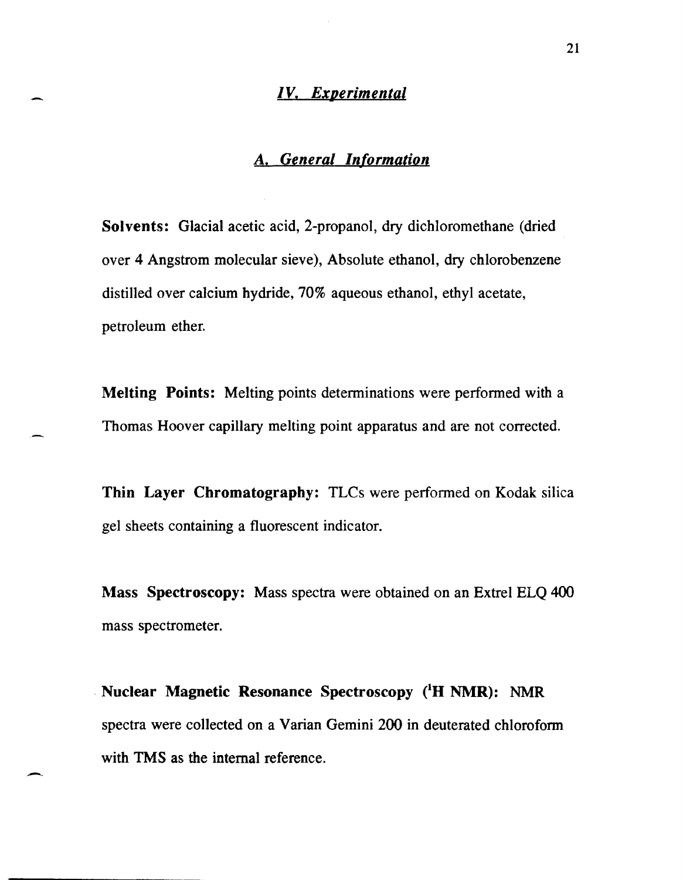## *IV. Experimental*

### *A. General Information*

**Solvents:** Glacial acetic acid, 2-propanol, dry dichloromethane (dried over 4 Angstrom molecular sieve), Absolute ethanol, dry chlorobenzene distilled over calcium hydride, 70% aqueous ethanol, ethyl acetate, petroleum ether.

**Melting Points:** Melting points determinations were performed with a Thomas Hoover capillary melting point apparatus and are not corrected.

**Thin Layer Chromatography:** TLCs were performed on Kodak silica gel sheets containing a fluorescent indicator.

**Mass Spectroscopy:** Mass spectra were obtained on an Extrel ELQ 400 mass spectrometer.

**Nuclear Magnetic Resonance Spectroscopy ($^1$H NMR):** NMR spectra were collected on a Varian Gemini 200 in deuterated chloroform with TMS as the internal reference.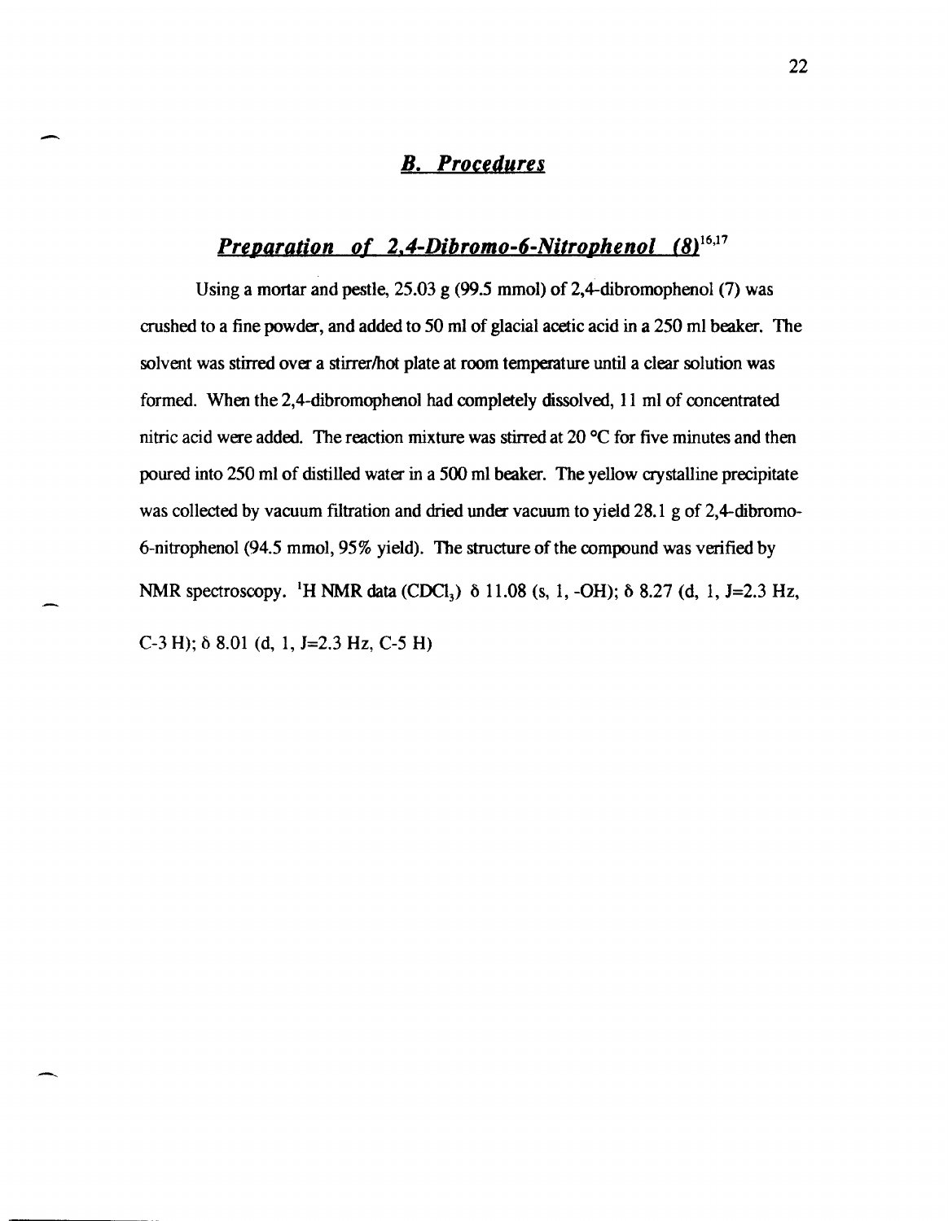## *B. Procedures*

### *Preparation of 2,4-Dibromo-6-Nitrophenol (8)*[16,17]

Using a mortar and pestle, 25.03 g (99.5 mmol) of 2,4-dibromophenol (7) was crushed to a fine powder, and added to 50 ml of glacial acetic acid in a 250 ml beaker. The solvent was stirred over a stirrer/hot plate at room temperature until a clear solution was formed. When the 2,4-dibromophenol had completely dissolved, 11 ml of concentrated nitric acid were added. The reaction mixture was stirred at 20 °C for five minutes and then poured into 250 ml of distilled water in a 500 ml beaker. The yellow crystalline precipitate was collected by vacuum filtration and dried under vacuum to yield 28.1 g of 2,4-dibromo-6-nitrophenol (94.5 mmol, 95% yield). The structure of the compound was verified by NMR spectroscopy. $^1$H NMR data ($CDCl_3$) δ 11.08 (s, 1, -OH); δ 8.27 (d, 1, J=2.3 Hz, C-3 H); δ 8.01 (d, 1, J=2.3 Hz, C-5 H)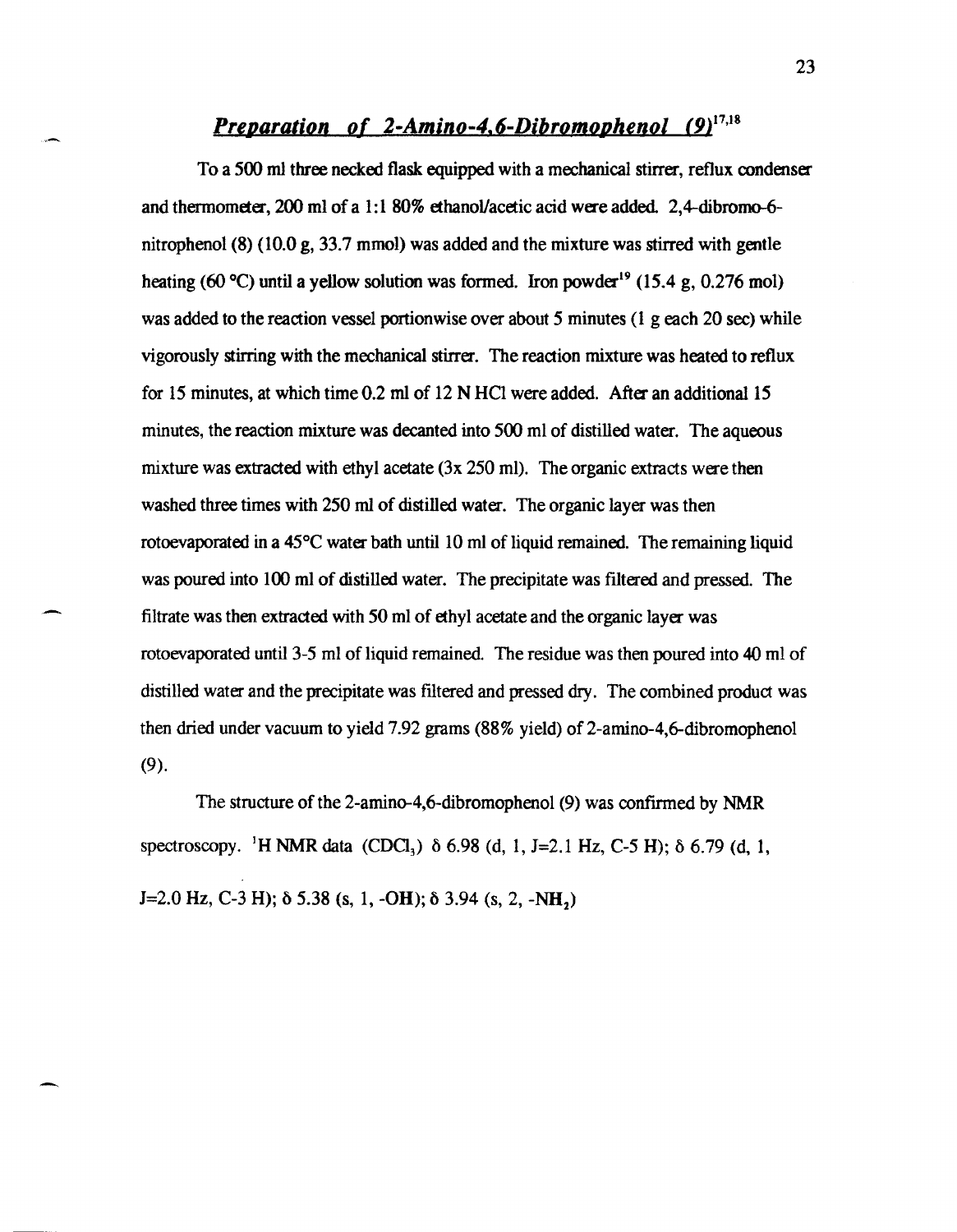## *Preparation of 2-Amino-4,6-Dibromophenol (9)*[17,18]

To a 500 ml three necked flask equipped with a mechanical stirrer, reflux condenser and thermometer, 200 ml of a 1:1 80% ethanol/acetic acid were added. 2,4-dibromo-6-nitrophenol (8) (10.0 g, 33.7 mmol) was added and the mixture was stirred with gentle heating (60 °C) until a yellow solution was formed. Iron powder[19] (15.4 g, 0.276 mol) was added to the reaction vessel portionwise over about 5 minutes (1 g each 20 sec) while vigorously stirring with the mechanical stirrer. The reaction mixture was heated to reflux for 15 minutes, at which time 0.2 ml of 12 N HCl were added. After an additional 15 minutes, the reaction mixture was decanted into 500 ml of distilled water. The aqueous mixture was extracted with ethyl acetate (3x 250 ml). The organic extracts were then washed three times with 250 ml of distilled water. The organic layer was then rotoevaporated in a 45°C water bath until 10 ml of liquid remained. The remaining liquid was poured into 100 ml of distilled water. The precipitate was filtered and pressed. The filtrate was then extracted with 50 ml of ethyl acetate and the organic layer was rotoevaporated until 3-5 ml of liquid remained. The residue was then poured into 40 ml of distilled water and the precipitate was filtered and pressed dry. The combined product was then dried under vacuum to yield 7.92 grams (88% yield) of 2-amino-4,6-dibromophenol (9).

The structure of the 2-amino-4,6-dibromophenol (9) was confirmed by NMR spectroscopy. $^1$H NMR data ($CDCl_3$) δ 6.98 (d, 1, J=2.1 Hz, C-5 H); δ 6.79 (d, 1, J=2.0 Hz, C-3 H); δ 5.38 (s, 1, -OH); δ 3.94 (s, 2, $-NH_2$)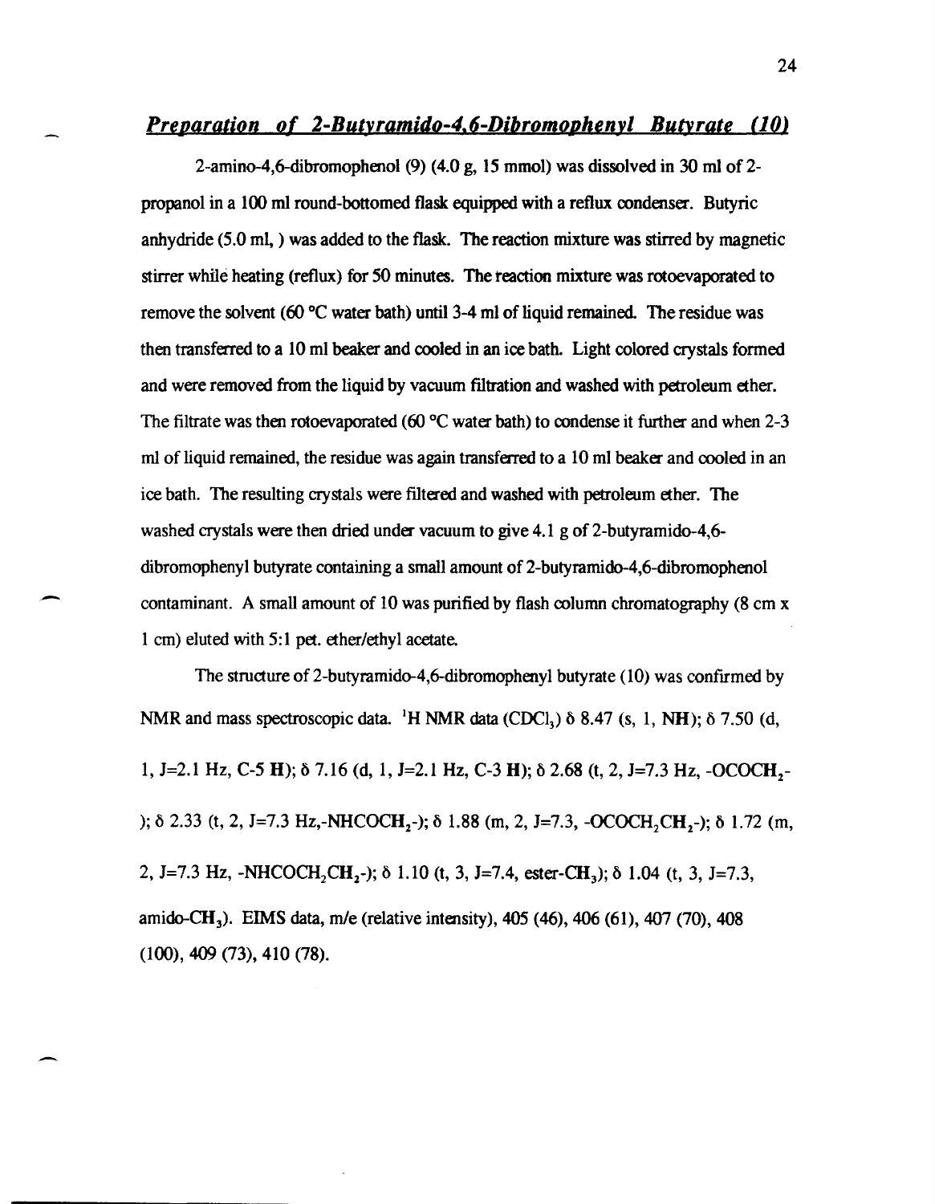## *Preparation of 2-Butyramido-4,6-Dibromophenyl Butyrate (10)*

2-amino-4,6-dibromophenol (9) (4.0 g, 15 mmol) was dissolved in 30 ml of 2-propanol in a 100 ml round-bottomed flask equipped with a reflux condenser. Butyric anhydride (5.0 ml, ) was added to the flask. The reaction mixture was stirred by magnetic stirrer while heating (reflux) for 50 minutes. The reaction mixture was rotoevaporated to remove the solvent (60 °C water bath) until 3-4 ml of liquid remained. The residue was then transferred to a 10 ml beaker and cooled in an ice bath. Light colored crystals formed and were removed from the liquid by vacuum filtration and washed with petroleum ether. The filtrate was then rotoevaporated (60 °C water bath) to condense it further and when 2-3 ml of liquid remained, the residue was again transferred to a 10 ml beaker and cooled in an ice bath. The resulting crystals were filtered and washed with petroleum ether. The washed crystals were then dried under vacuum to give 4.1 g of 2-butyramido-4,6-dibromophenyl butyrate containing a small amount of 2-butyramido-4,6-dibromophenol contaminant. A small amount of 10 was purified by flash column chromatography (8 cm x 1 cm) eluted with 5:1 pet. ether/ethyl acetate.

The structure of 2-butyramido-4,6-dibromophenyl butyrate (10) was confirmed by NMR and mass spectroscopic data. $^1$H NMR data ($CDCl_3$) δ 8.47 (s, 1, **NH**); δ 7.50 (d, 1, J=2.1 Hz, C-5 **H**); δ 7.16 (d, 1, J=2.1 Hz, C-3 **H**); δ 2.68 (t, 2, J=7.3 Hz, -OCO$CH_2$-); δ 2.33 (t, 2, J=7.3 Hz,-NHCO$CH_2$-); δ 1.88 (m, 2, J=7.3, -OCOCH$_2$$CH_2$-); δ 1.72 (m, 2, J=7.3 Hz, -NHCOCH$_2$$CH_2$-); δ 1.10 (t, 3, J=7.4, ester-$CH_3$); δ 1.04 (t, 3, J=7.3, amido-$CH_3$). EIMS data, m/e (relative intensity), 405 (46), 406 (61), 407 (70), 408 (100), 409 (73), 410 (78).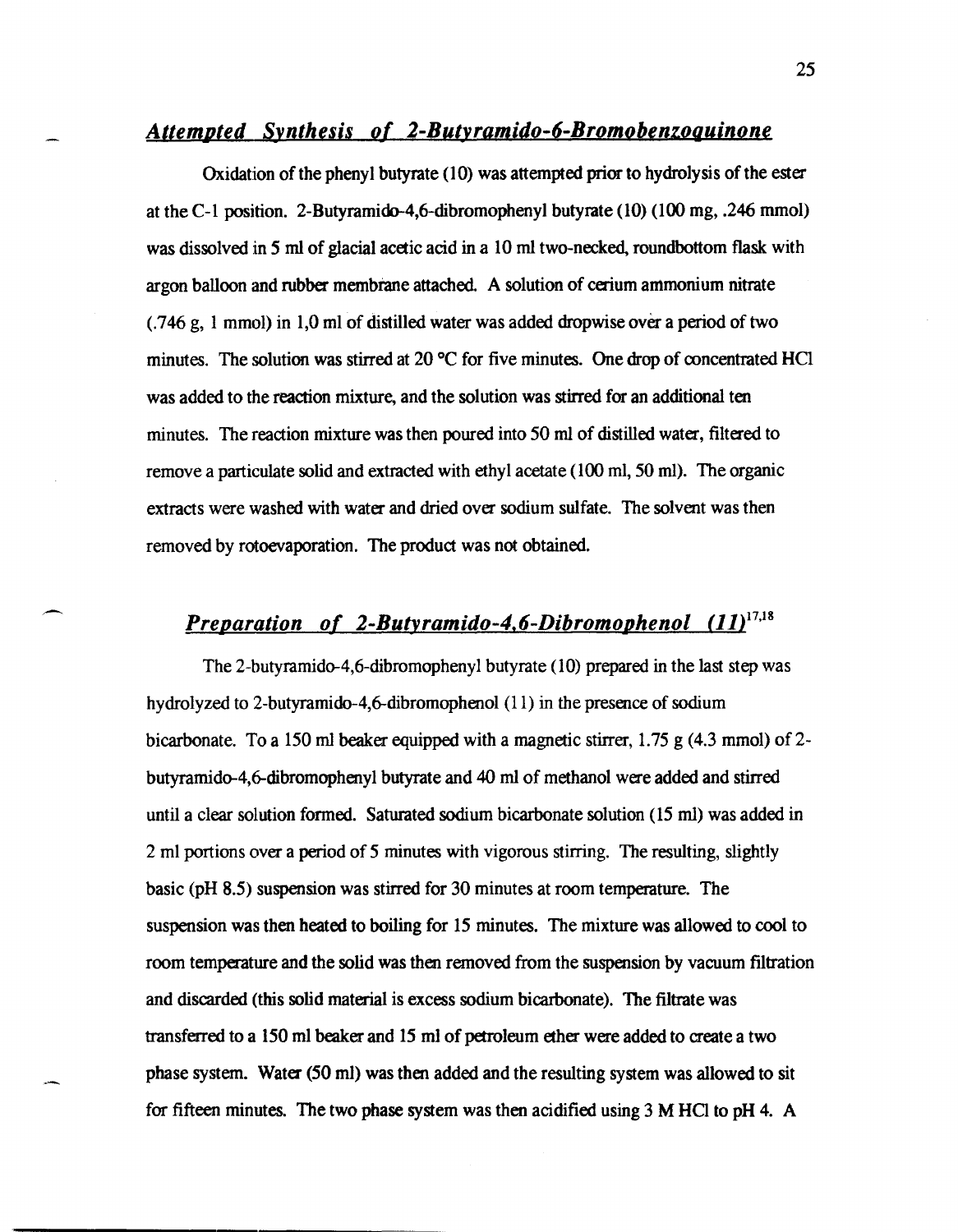## *Attempted Synthesis of 2-Butyramido-6-Bromobenzoquinone*

Oxidation of the phenyl butyrate (10) was attempted prior to hydrolysis of the ester at the C-1 position. 2-Butyramido-4,6-dibromophenyl butyrate (10) (100 mg, .246 mmol) was dissolved in 5 ml of glacial acetic acid in a 10 ml two-necked, roundbottom flask with argon balloon and rubber membrane attached. A solution of cerium ammonium nitrate (.746 g, 1 mmol) in 1,0 ml of distilled water was added dropwise over a period of two minutes. The solution was stirred at 20 °C for five minutes. One drop of concentrated HCl was added to the reaction mixture, and the solution was stirred for an additional ten minutes. The reaction mixture was then poured into 50 ml of distilled water, filtered to remove a particulate solid and extracted with ethyl acetate (100 ml, 50 ml). The organic extracts were washed with water and dried over sodium sulfate. The solvent was then removed by rotoevaporation. The product was not obtained.

## *Preparation of 2-Butyramido-4,6-Dibromophenol (11)*[17,18]

The 2-butyramido-4,6-dibromophenyl butyrate (10) prepared in the last step was hydrolyzed to 2-butyramido-4,6-dibromophenol (11) in the presence of sodium bicarbonate. To a 150 ml beaker equipped with a magnetic stirrer, 1.75 g (4.3 mmol) of 2-butyramido-4,6-dibromophenyl butyrate and 40 ml of methanol were added and stirred until a clear solution formed. Saturated sodium bicarbonate solution (15 ml) was added in 2 ml portions over a period of 5 minutes with vigorous stirring. The resulting, slightly basic (pH 8.5) suspension was stirred for 30 minutes at room temperature. The suspension was then heated to boiling for 15 minutes. The mixture was allowed to cool to room temperature and the solid was then removed from the suspension by vacuum filtration and discarded (this solid material is excess sodium bicarbonate). The filtrate was transferred to a 150 ml beaker and 15 ml of petroleum ether were added to create a two phase system. Water (50 ml) was then added and the resulting system was allowed to sit for fifteen minutes. The two phase system was then acidified using 3 M HCl to pH 4. A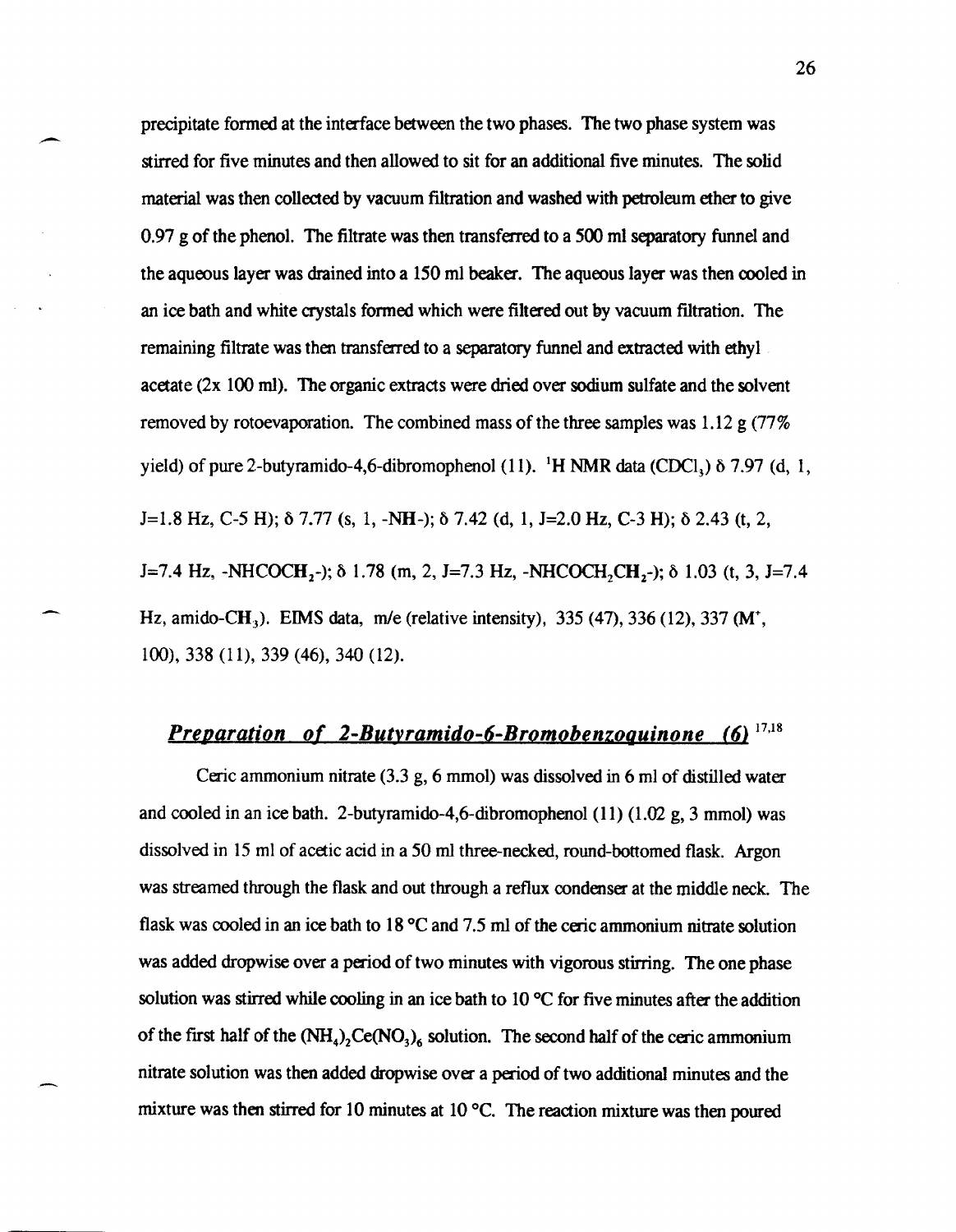precipitate formed at the interface between the two phases. The two phase system was stirred for five minutes and then allowed to sit for an additional five minutes. The solid material was then collected by vacuum filtration and washed with petroleum ether to give 0.97 g of the phenol. The filtrate was then transferred to a 500 ml separatory funnel and the aqueous layer was drained into a 150 ml beaker. The aqueous layer was then cooled in an ice bath and white crystals formed which were filtered out by vacuum filtration. The remaining filtrate was then transferred to a separatory funnel and extracted with ethyl acetate (2x 100 ml). The organic extracts were dried over sodium sulfate and the solvent removed by rotoevaporation. The combined mass of the three samples was 1.12 g (77% yield) of pure 2-butyramido-4,6-dibromophenol (11). $^1$H NMR data ($CDCl_3$) δ 7.97 (d, 1, J=1.8 Hz, C-5 H); δ 7.77 (s, 1, -NH-); δ 7.42 (d, 1, J=2.0 Hz, C-3 H); δ 2.43 (t, 2, J=7.4 Hz, -NHCOC**H**$_2$-); δ 1.78 (m, 2, J=7.3 Hz, -NHCOCH$_2$C**H**$_2$-); δ 1.03 (t, 3, J=7.4 Hz, amido-C**H**$_3$). EIMS data, m/e (relative intensity), 335 (47), 336 (12), 337 ($M^+$, 100), 338 (11), 339 (46), 340 (12).

## *Preparation of 2-Butyramido-6-Bromobenzoquinone (6)* [17,18]

Ceric ammonium nitrate (3.3 g, 6 mmol) was dissolved in 6 ml of distilled water and cooled in an ice bath. 2-butyramido-4,6-dibromophenol (11) (1.02 g, 3 mmol) was dissolved in 15 ml of acetic acid in a 50 ml three-necked, round-bottomed flask. Argon was streamed through the flask and out through a reflux condenser at the middle neck. The flask was cooled in an ice bath to 18 °C and 7.5 ml of the ceric ammonium nitrate solution was added dropwise over a period of two minutes with vigorous stirring. The one phase solution was stirred while cooling in an ice bath to 10 °C for five minutes after the addition of the first half of the $(NH_4)_2Ce(NO_3)_6$ solution. The second half of the ceric ammonium nitrate solution was then added dropwise over a period of two additional minutes and the mixture was then stirred for 10 minutes at 10 °C. The reaction mixture was then poured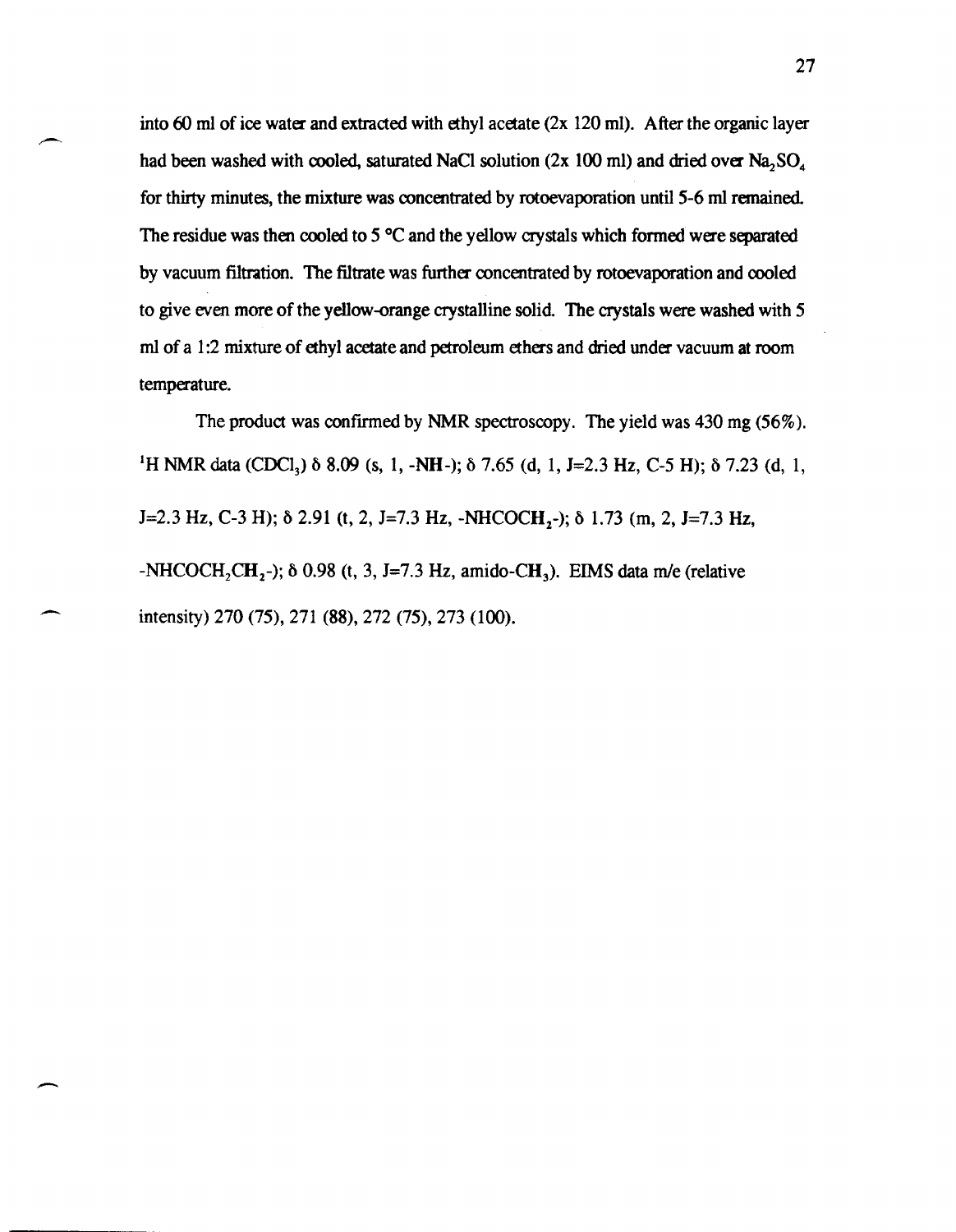into 60 ml of ice water and extracted with ethyl acetate (2x 120 ml). After the organic layer had been washed with cooled, saturated NaCl solution (2x 100 ml) and dried over $Na_2SO_4$ for thirty minutes, the mixture was concentrated by rotoevaporation until 5-6 ml remained. The residue was then cooled to 5 °C and the yellow crystals which formed were separated by vacuum filtration. The filtrate was further concentrated by rotoevaporation and cooled to give even more of the yellow-orange crystalline solid. The crystals were washed with 5 ml of a 1:2 mixture of ethyl acetate and petroleum ethers and dried under vacuum at room temperature.

The product was confirmed by NMR spectroscopy. The yield was 430 mg (56%). $^1$H NMR data ($CDCl_3$) δ 8.09 (s, 1, -NH-); δ 7.65 (d, 1, J=2.3 Hz, C-5 H); δ 7.23 (d, 1, J=2.3 Hz, C-3 H); δ 2.91 (t, 2, J=7.3 Hz, -NHCO**CH**$_2$-); δ 1.73 (m, 2, J=7.3 Hz, -NHCOCH$_2$**CH**$_2$-); δ 0.98 (t, 3, J=7.3 Hz, amido-**CH**$_3$). EIMS data m/e (relative intensity) 270 (75), 271 (88), 272 (75), 273 (100).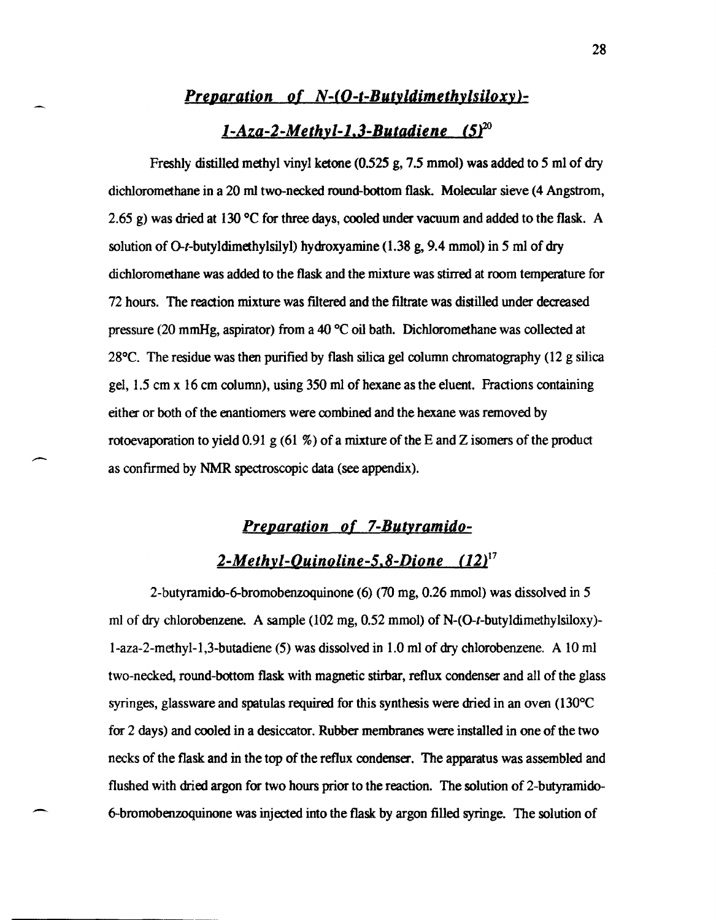## *Preparation of N-(O-t-Butyldimethylsiloxy)-1-Aza-2-Methyl-1,3-Butadiene (5)*[20]

Freshly distilled methyl vinyl ketone (0.525 g, 7.5 mmol) was added to 5 ml of dry dichloromethane in a 20 ml two-necked round-bottom flask. Molecular sieve (4 Angstrom, 2.65 g) was dried at 130 °C for three days, cooled under vacuum and added to the flask. A solution of O-*t*-butyldimethylsilyl) hydroxyamine (1.38 g, 9.4 mmol) in 5 ml of dry dichloromethane was added to the flask and the mixture was stirred at room temperature for 72 hours. The reaction mixture was filtered and the filtrate was distilled under decreased pressure (20 mmHg, aspirator) from a 40 °C oil bath. Dichloromethane was collected at 28°C. The residue was then purified by flash silica gel column chromatography (12 g silica gel, 1.5 cm x 16 cm column), using 350 ml of hexane as the eluent. Fractions containing either or both of the enantiomers were combined and the hexane was removed by rotoevaporation to yield 0.91 g (61 %) of a mixture of the E and Z isomers of the product as confirmed by NMR spectroscopic data (see appendix).

## *Preparation of 7-Butyramido-2-Methyl-Quinoline-5,8-Dione (12)*[17]

2-butyramido-6-bromobenzoquinone (6) (70 mg, 0.26 mmol) was dissolved in 5 ml of dry chlorobenzene. A sample (102 mg, 0.52 mmol) of N-(O-*t*-butyldimethylsiloxy)-1-aza-2-methyl-1,3-butadiene (5) was dissolved in 1.0 ml of dry chlorobenzene. A 10 ml two-necked, round-bottom flask with magnetic stirbar, reflux condenser and all of the glass syringes, glassware and spatulas required for this synthesis were dried in an oven (130°C for 2 days) and cooled in a desiccator. Rubber membranes were installed in one of the two necks of the flask and in the top of the reflux condenser. The apparatus was assembled and flushed with dried argon for two hours prior to the reaction. The solution of 2-butyramido-6-bromobenzoquinone was injected into the flask by argon filled syringe. The solution of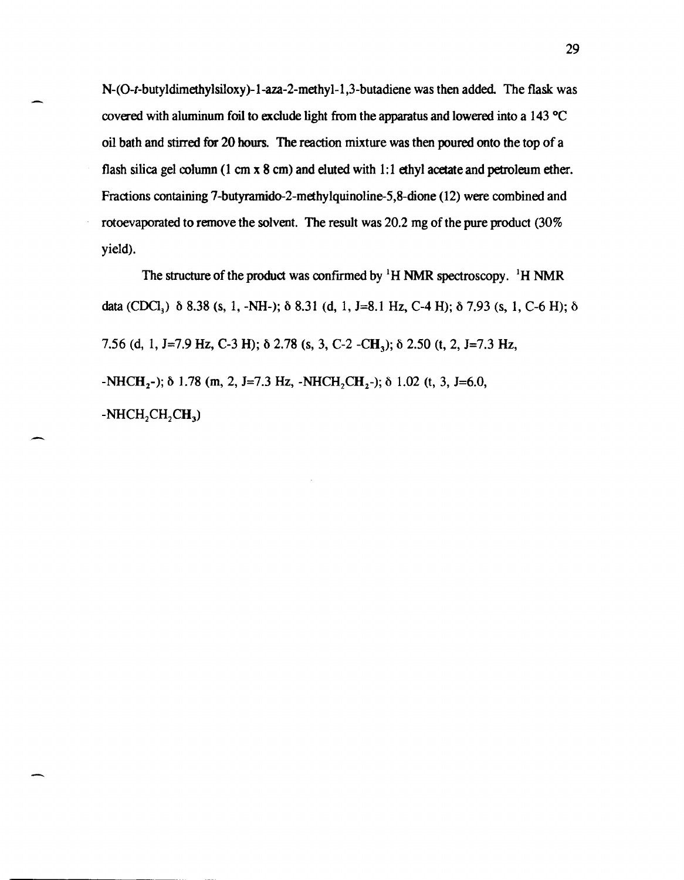N-(O-*t*-butyldimethylsiloxy)-1-aza-2-methyl-1,3-butadiene was then added. The flask was covered with aluminum foil to exclude light from the apparatus and lowered into a 143 °C oil bath and stirred for 20 hours. The reaction mixture was then poured onto the top of a flash silica gel column (1 cm x 8 cm) and eluted with 1:1 ethyl acetate and petroleum ether. Fractions containing 7-butyramido-2-methylquinoline-5,8-dione (12) were combined and rotoevaporated to remove the solvent. The result was 20.2 mg of the pure product (30% yield).

The structure of the product was confirmed by $^1$H NMR spectroscopy. $^1$H NMR data ($CDCl_3$) δ 8.38 (s, 1, -NH-); δ 8.31 (d, 1, J=8.1 Hz, C-4 H); δ 7.93 (s, 1, C-6 H); δ 7.56 (d, 1, J=7.9 Hz, C-3 H); δ 2.78 (s, 3, C-2 -$CH_3$); δ 2.50 (t, 2, J=7.3 Hz, -NH$CH_2$-); δ 1.78 (m, 2, J=7.3 Hz, -NH$CH_2$$CH_2$-); δ 1.02 (t, 3, J=6.0, -NH$CH_2$$CH_2$$CH_3$)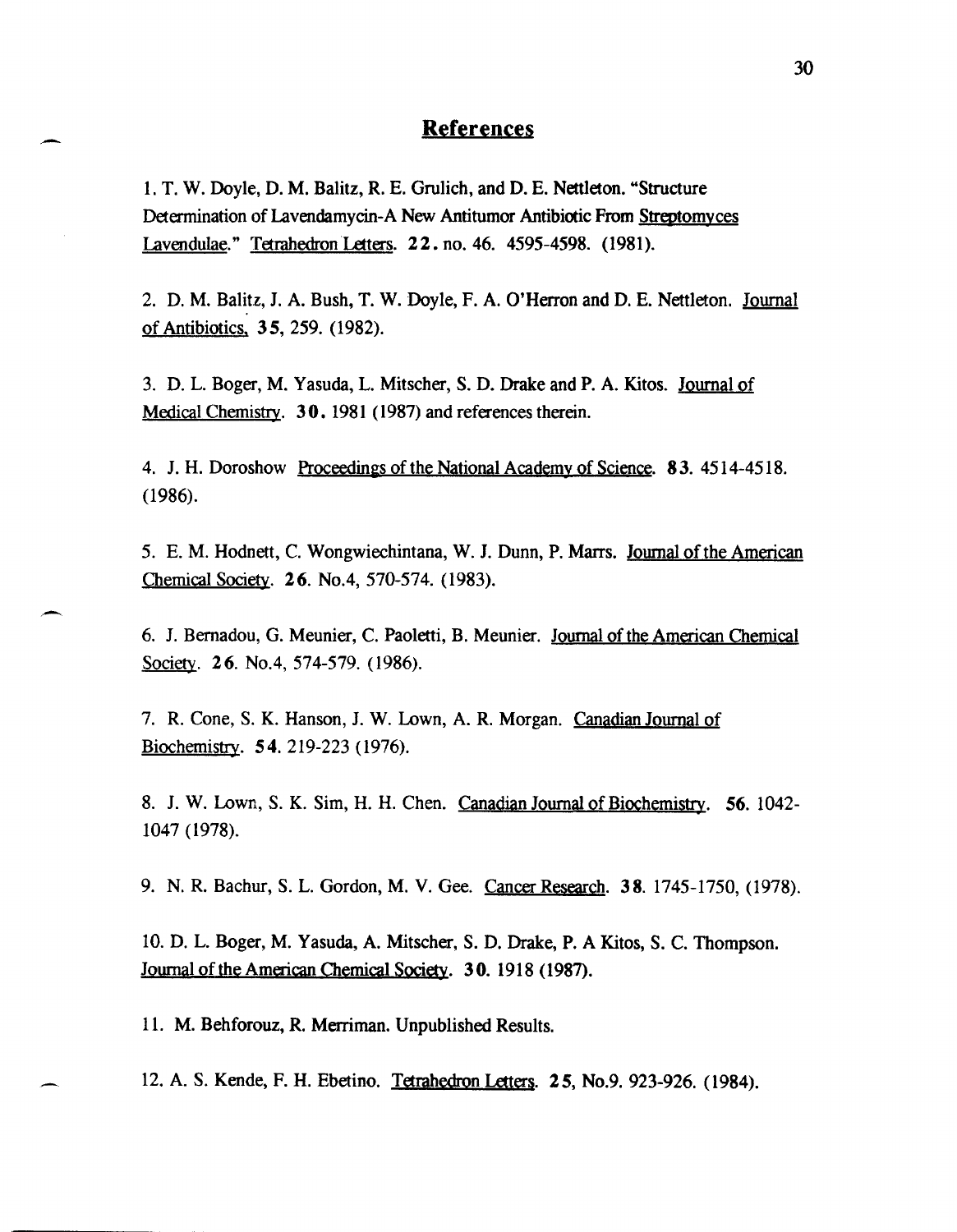## References

1. T. W. Doyle, D. M. Balitz, R. E. Grulich, and D. E. Nettleton. "Structure Determination of Lavendamycin-A New Antitumor Antibiotic From Streptomyces Lavendulae." Tetrahedron Letters. **22.** no. 46. 4595-4598. (1981).

2. D. M. Balitz, J. A. Bush, T. W. Doyle, F. A. O'Herron and D. E. Nettleton. Journal of Antibiotics, **35**, 259. (1982).

3. D. L. Boger, M. Yasuda, L. Mitscher, S. D. Drake and P. A. Kitos. Journal of Medical Chemistry. **30.** 1981 (1987) and references therein.

4. J. H. Doroshow Proceedings of the National Academy of Science. **83.** 4514-4518. (1986).

5. E. M. Hodnett, C. Wongwiechintana, W. J. Dunn, P. Marrs. Journal of the American Chemical Society. **26.** No.4, 570-574. (1983).

6. J. Bernadou, G. Meunier, C. Paoletti, B. Meunier. Journal of the American Chemical Society. **26.** No.4, 574-579. (1986).

7. R. Cone, S. K. Hanson, J. W. Lown, A. R. Morgan. Canadian Journal of Biochemistry. **54.** 219-223 (1976).

8. J. W. Lown, S. K. Sim, H. H. Chen. Canadian Journal of Biochemistry. **56.** 1042-1047 (1978).

9. N. R. Bachur, S. L. Gordon, M. V. Gee. Cancer Research. **38.** 1745-1750, (1978).

10. D. L. Boger, M. Yasuda, A. Mitscher, S. D. Drake, P. A Kitos, S. C. Thompson. Journal of the American Chemical Society. **30.** 1918 (1987).

11. M. Behforouz, R. Merriman. Unpublished Results.

12. A. S. Kende, F. H. Ebetino. Tetrahedron Letters. **25**, No.9. 923-926. (1984).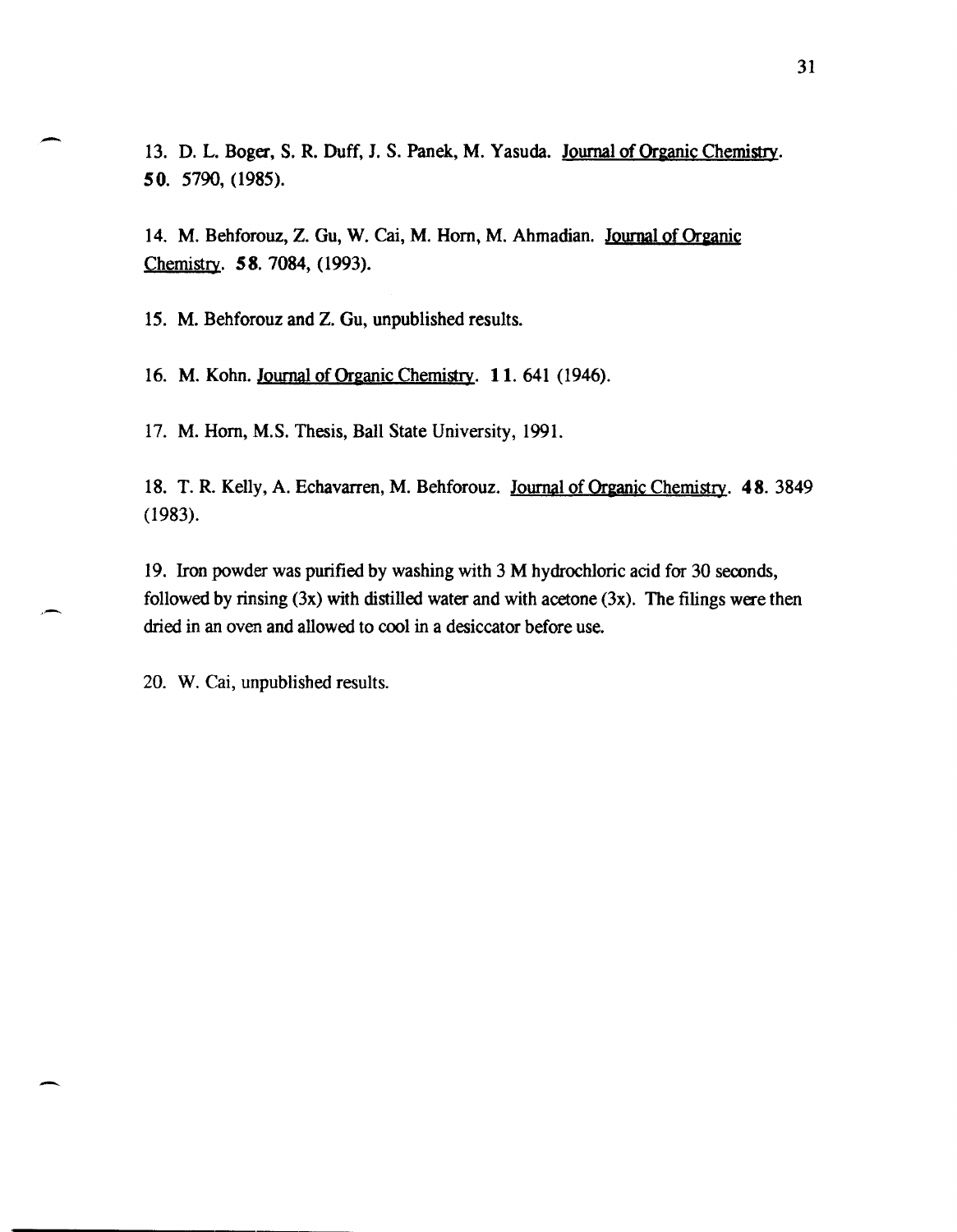13. D. L. Boger, S. R. Duff, J. S. Panek, M. Yasuda. Journal of Organic Chemistry. **50**. 5790, (1985).

14. M. Behforouz, Z. Gu, W. Cai, M. Horn, M. Ahmadian. Journal of Organic Chemistry. **58**. 7084, (1993).

15. M. Behforouz and Z. Gu, unpublished results.

16. M. Kohn. Journal of Organic Chemistry. **11**. 641 (1946).

17. M. Horn, M.S. Thesis, Ball State University, 1991.

18. T. R. Kelly, A. Echavarren, M. Behforouz. Journal of Organic Chemistry. **48**. 3849 (1983).

19. Iron powder was purified by washing with 3 M hydrochloric acid for 30 seconds, followed by rinsing (3x) with distilled water and with acetone (3x). The filings were then dried in an oven and allowed to cool in a desiccator before use.

20. W. Cai, unpublished results.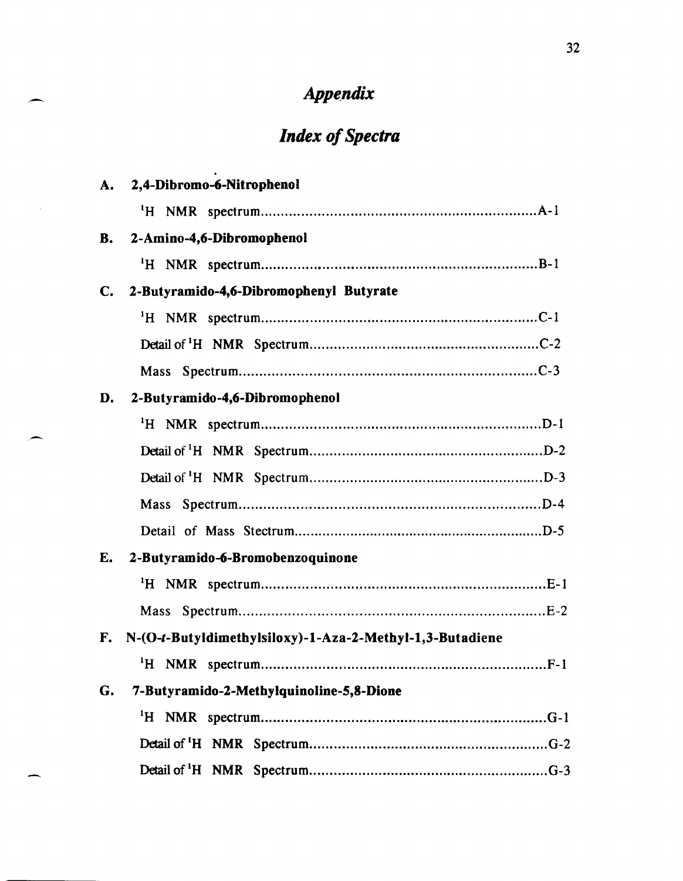# *Appendix*

## *Index of Spectra*

**A. 2,4-Dibromo-6-Nitrophenol**

$^1$H NMR spectrum....................................................................A-1

**B. 2-Amino-4,6-Dibromophenol**

$^1$H NMR spectrum....................................................................B-1

**C. 2-Butyramido-4,6-Dibromophenyl Butyrate**

$^1$H NMR spectrum....................................................................C-1

Detail of $^1$H NMR Spectrum..........................................................C-2

Mass Spectrum..........................................................................C-3

**D. 2-Butyramido-4,6-Dibromophenol**

$^1$H NMR spectrum....................................................................D-1

Detail of $^1$H NMR Spectrum..........................................................D-2

Detail of $^1$H NMR Spectrum..........................................................D-3

Mass Spectrum..........................................................................D-4

Detail of Mass Stectrum...............................................................D-5

**E. 2-Butyramido-6-Bromobenzoquinone**

$^1$H NMR spectrum....................................................................E-1

Mass Spectrum..........................................................................E-2

**F. N-(O-*t*-Butyldimethylsiloxy)-1-Aza-2-Methyl-1,3-Butadiene**

$^1$H NMR spectrum....................................................................F-1

**G. 7-Butyramido-2-Methylquinoline-5,8-Dione**

$^1$H NMR spectrum....................................................................G-1

Detail of $^1$H NMR Spectrum..........................................................G-2

Detail of $^1$H NMR Spectrum..........................................................G-3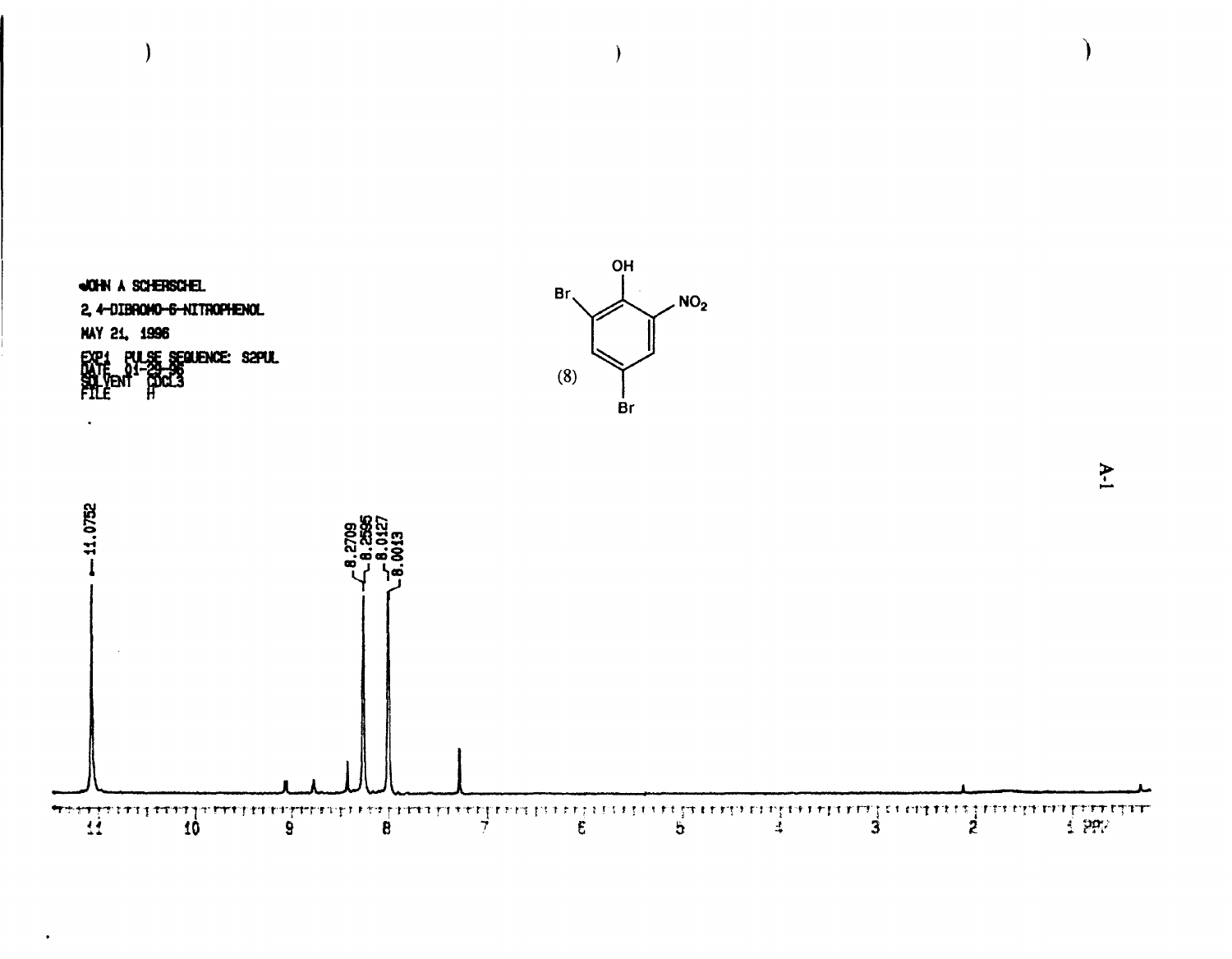JOHN A SCHERSCHEL

2, 4-DIBROMO-6-NITROPHENOL

MAY 21, 1996

EXP1 PULSE SEQUENCE: S2PUL
DATE 01-29-96
SOLVENT CDCL3
FILE H

(8)

A-1

11.0752

8.2709
8.2595
8.0127
8.0013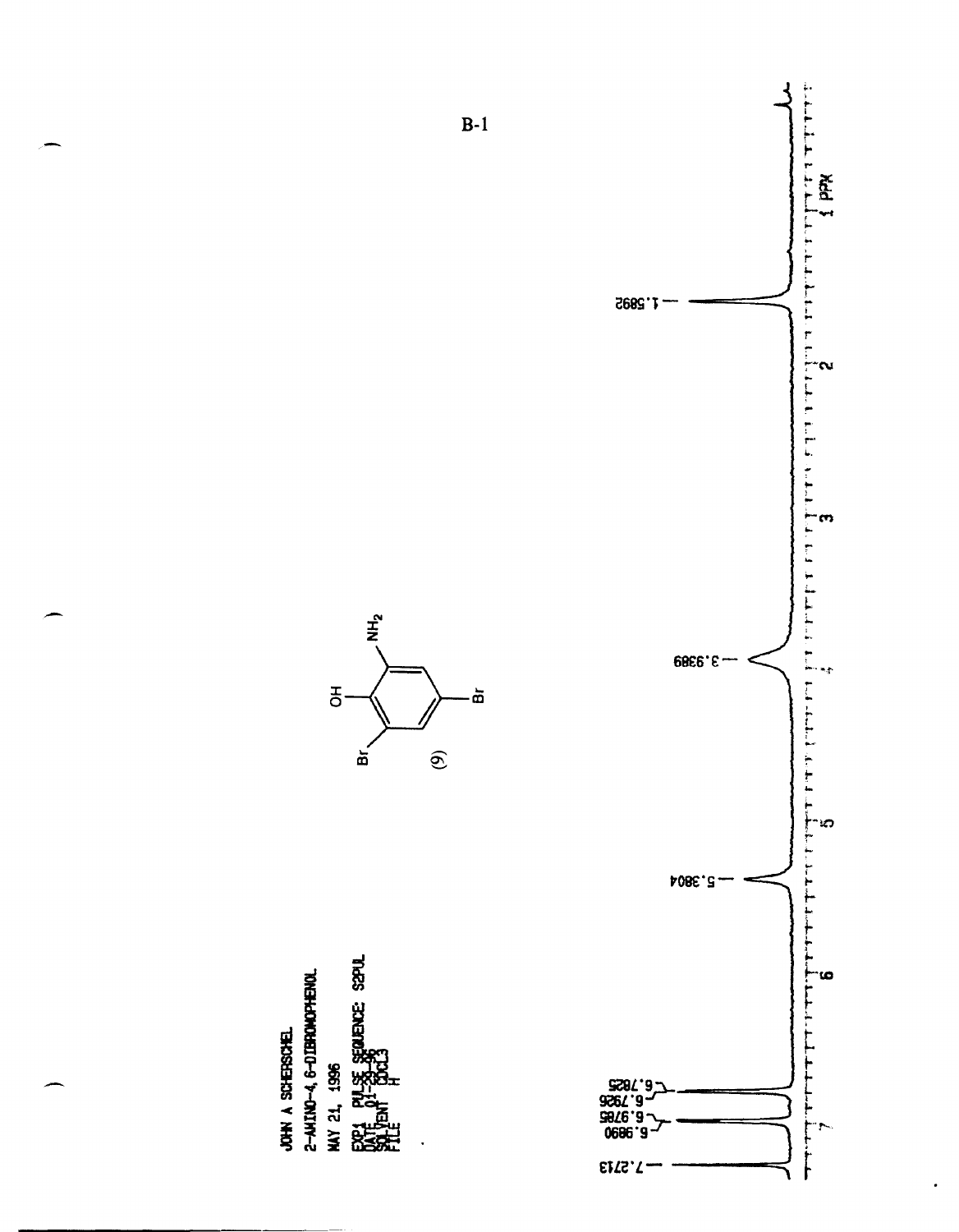B-1

JOHN A SCHERSCHEL

2-AMINO-4,6-DIBROMOPHENOL

MAY 24, 1996

EXP1 PULSE SEQUENCE: S2PUL
DATE 01-29-96
SOLVENT CDCl3
FILE H

(9)

7.2713
6.9890
6.9785
6.7926
6.7825
5.3804
3.9389
1.5892

PPM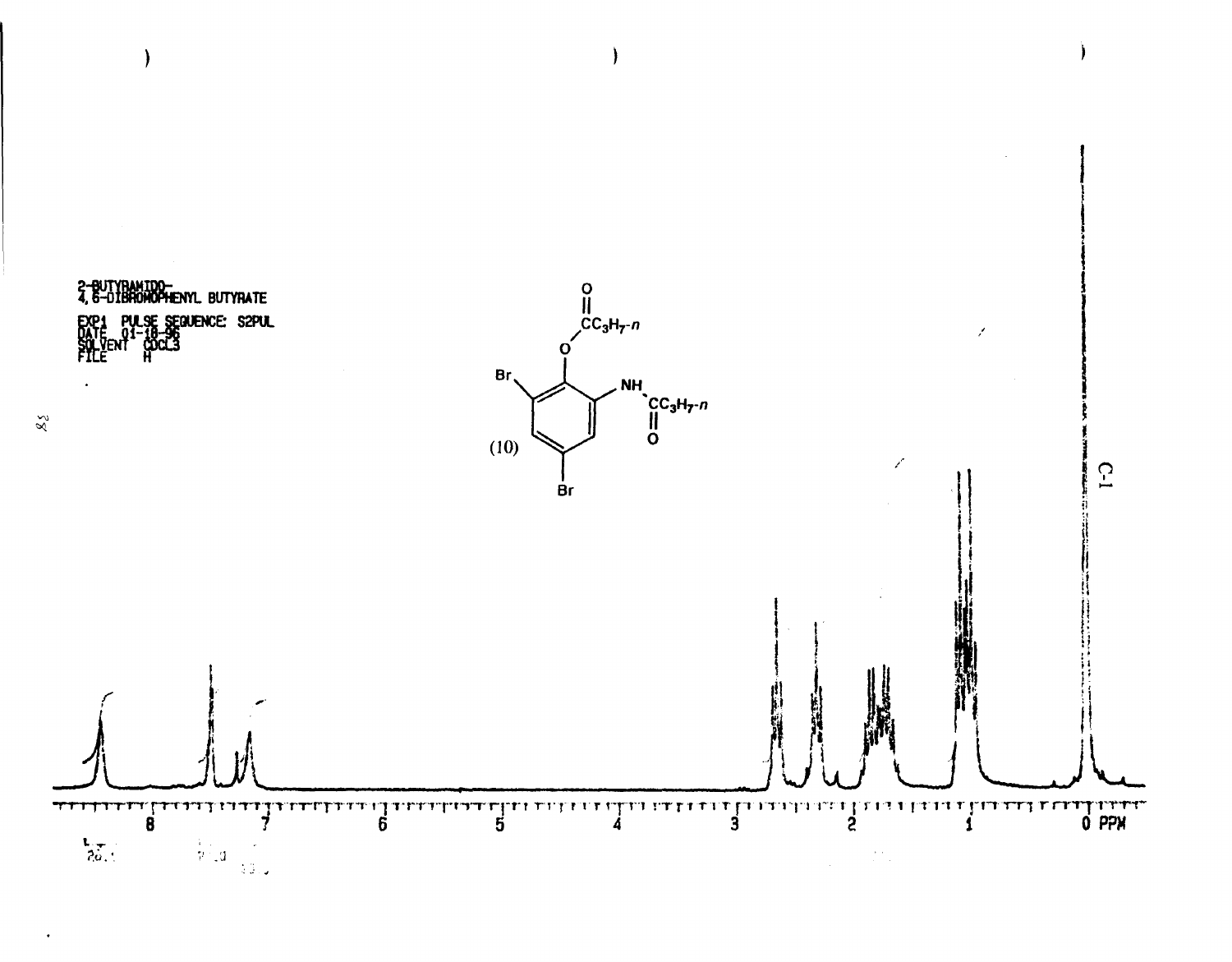2-BUTYRAMIDO-
4,6-DIBROMOPHENYL BUTYRATE

EXP1 PULSE SEQUENCE: S2PUL
DATE 01-10-96
SOLVENT CDCL3
FILE H

(10)

C-1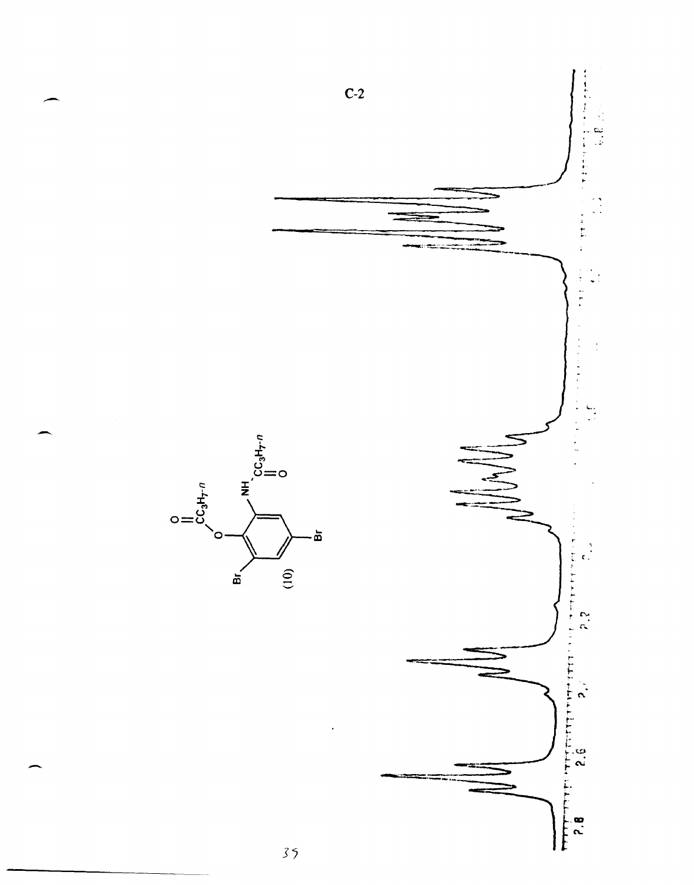C-2

(10)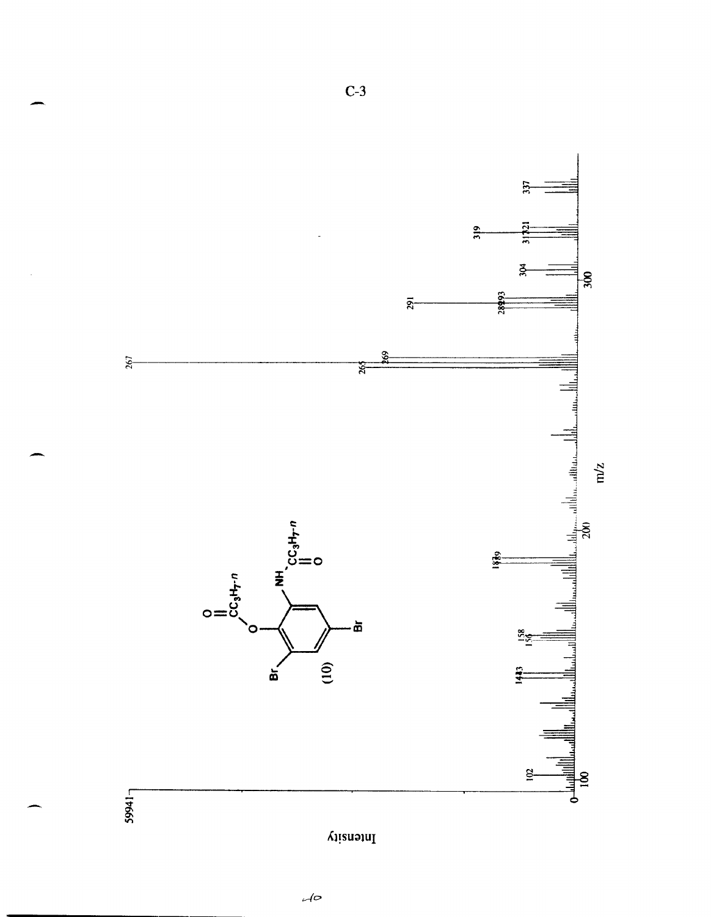C-3

59941

Intensity

0

100

200

300

m/z

102

143

141

156

158

187

189

265

267

269

289

291

293

304

319

317

321

337

(10)

Br

Br

O

O

$CC_3H_7$-n

NH

$CC_3H_7$-n

O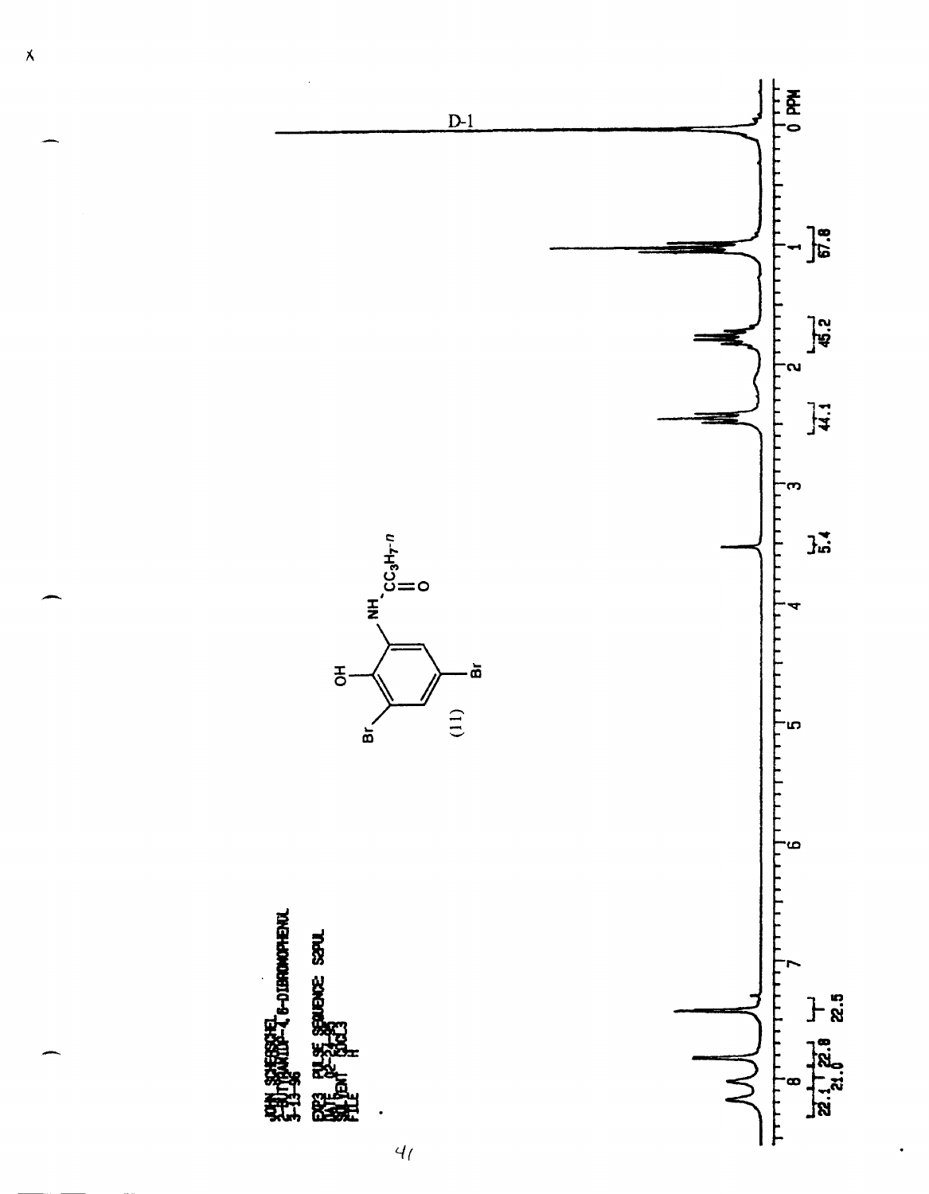D-1

JOHN SCHEERSCHEL
2-BUTYRAMIDO-4,6-DIBROMOPHENOL
3-13-96

EXP3 PULSE SEQUENCE: S2PUL
DATE 02-24-96
SOLVENT CDCl3
FILE H

(11)

PPM: 0, 1, 2, 3, 4, 5, 6, 7, 8

Integrals: 22.1, 21.0, 22.8, 22.5, 5.4, 44.1, 45.2, 67.8

41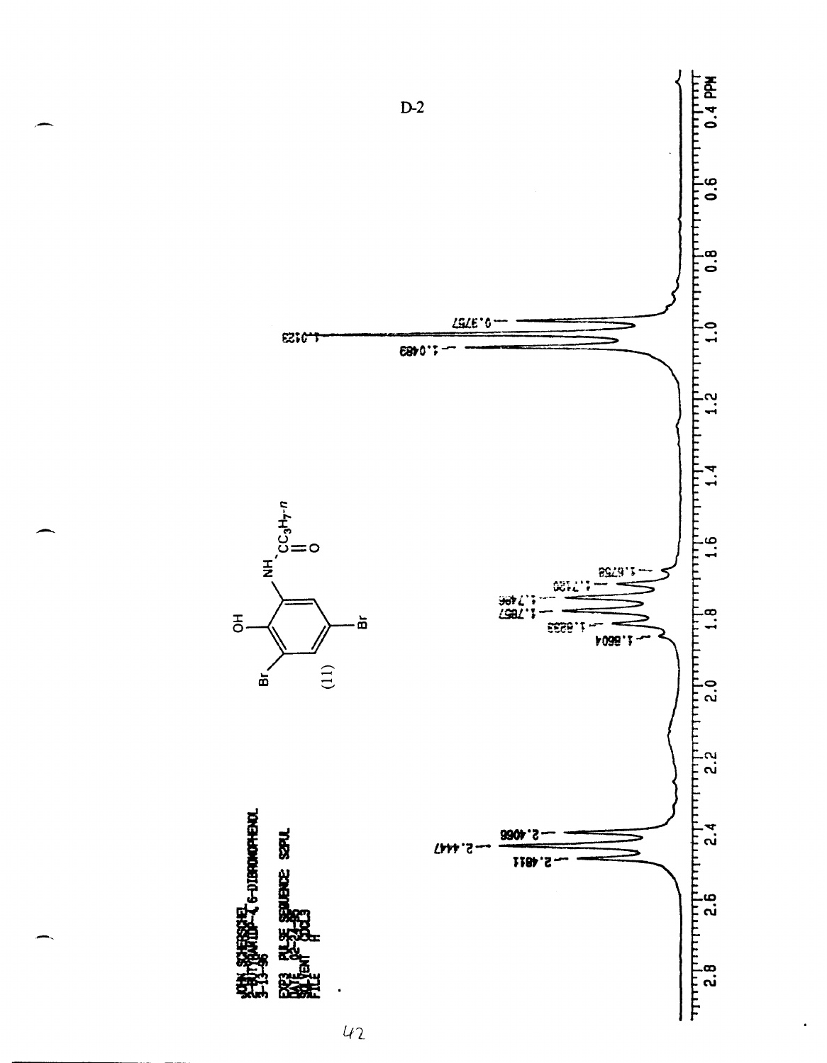D-2

JOHN SCHERSCHEL
2-BUTYRAMIDO-4,6-DIBROMOPHENOL
3-13-96

EXP3 PULSE SEQUENCE: S2PUL
DATE 02-27-80
SOLVENT CDCl3
FILE H

(11)

0.9757
1.0123
1.0483
1.6758
1.7120
1.7496
1.7857
1.8233
1.8604
2.4066
2.4447
2.4811

2.8 2.6 2.4 2.2 2.0 1.8 1.6 1.4 1.2 1.0 0.8 0.6 0.4 PPM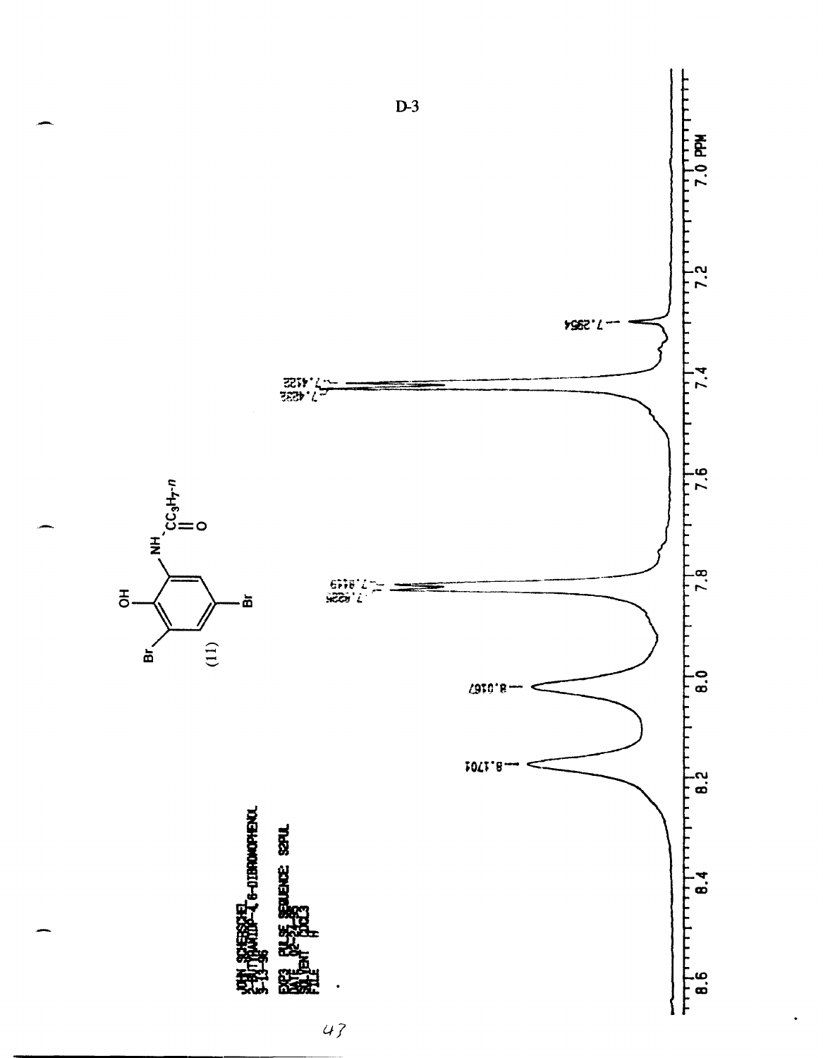D-3

JOHN SCHERSCHEL
2-BUTYRAMIDO-4,6-DIBROMOPHENOL
5-13-96

EXP3 PULSE SEQUENCE: S2PUL
DATE 05-27-80
SOLVENT CDCl3
FILE H

(11)

OH, Br, Br, NH, $CC_3H_7$-*n*, O

8.1701
8.0167
7.8449
7.8395
7.4122
7.4058
7.2954

8.6 8.4 8.2 8.0 7.8 7.6 7.4 7.2 7.0 PPM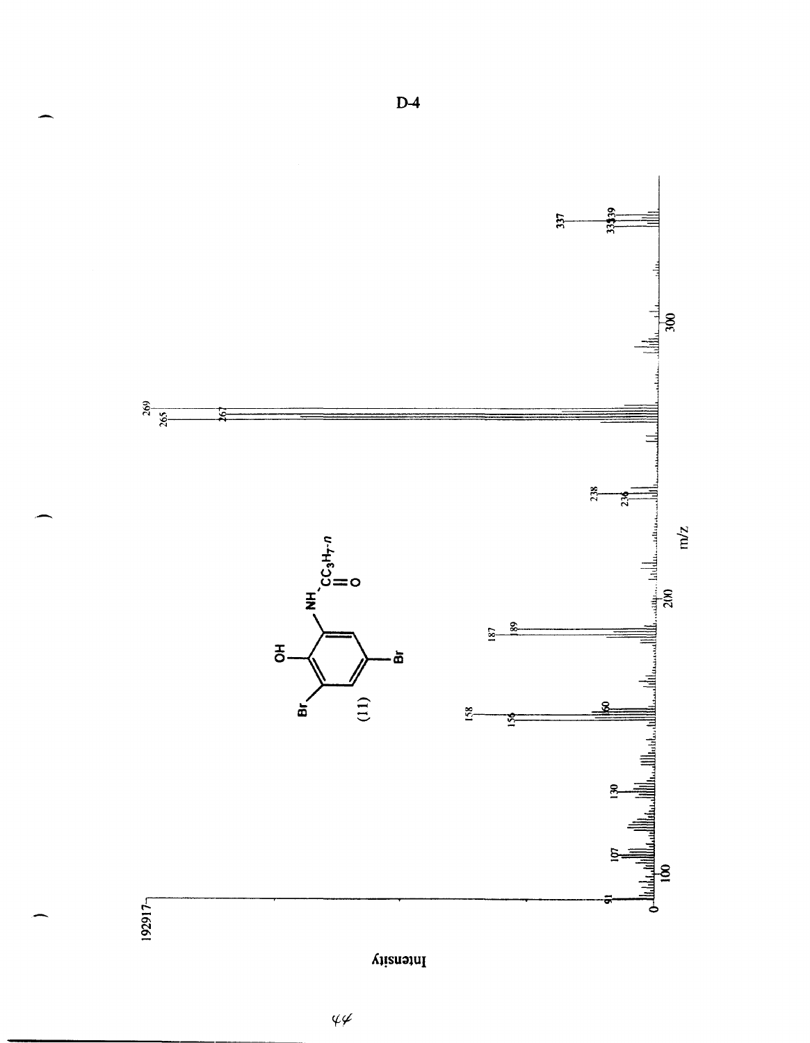D-4

192917

Intensity

(11)

m/z

91, 107, 130, 156, 158, 160, 187, 189, 236, 238, 265, 267, 269, 337, 339, 341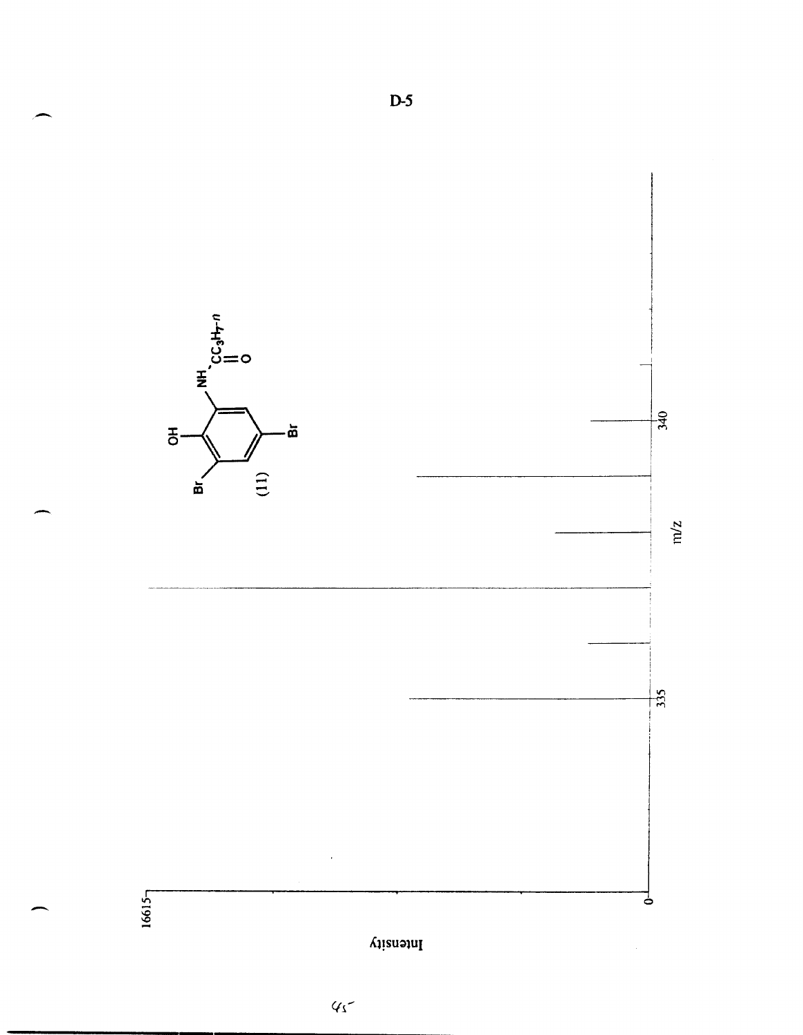D-5

(11)

Intensity

16615

0

335

340

m/z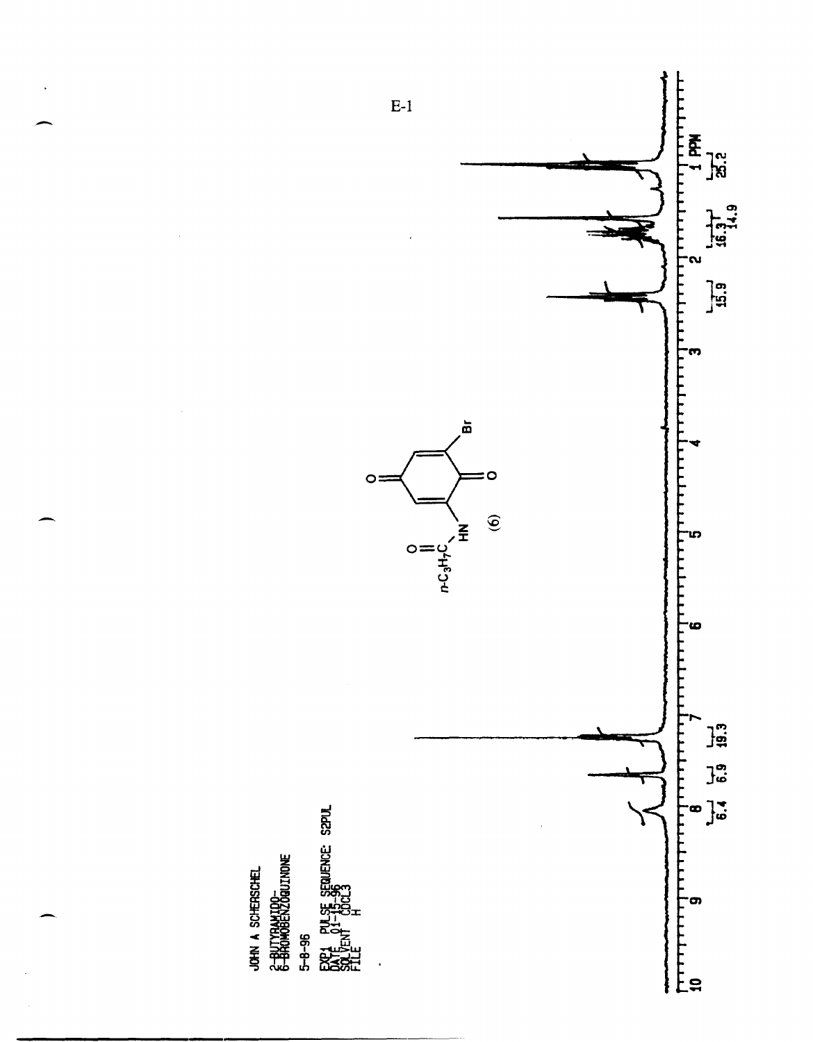E-1

JOHN A SCHERSCHEL

2-BUTYRAMIDO-
6-BROMOBENZOQUINONE

5-8-96

EXP1 PULSE SEQUENCE: S2PUL
DATE 01-15-96
SOLVENT CDCL3
FILE H

$n$-$C_3H_7$C(=O)NH — (6) — Br

PPM: 10, 9, 8, 7, 6, 5, 4, 3, 2, 1

Integrals: 6.4, 6.9, 19.3, 15.9, 16.3, 14.9, 25.2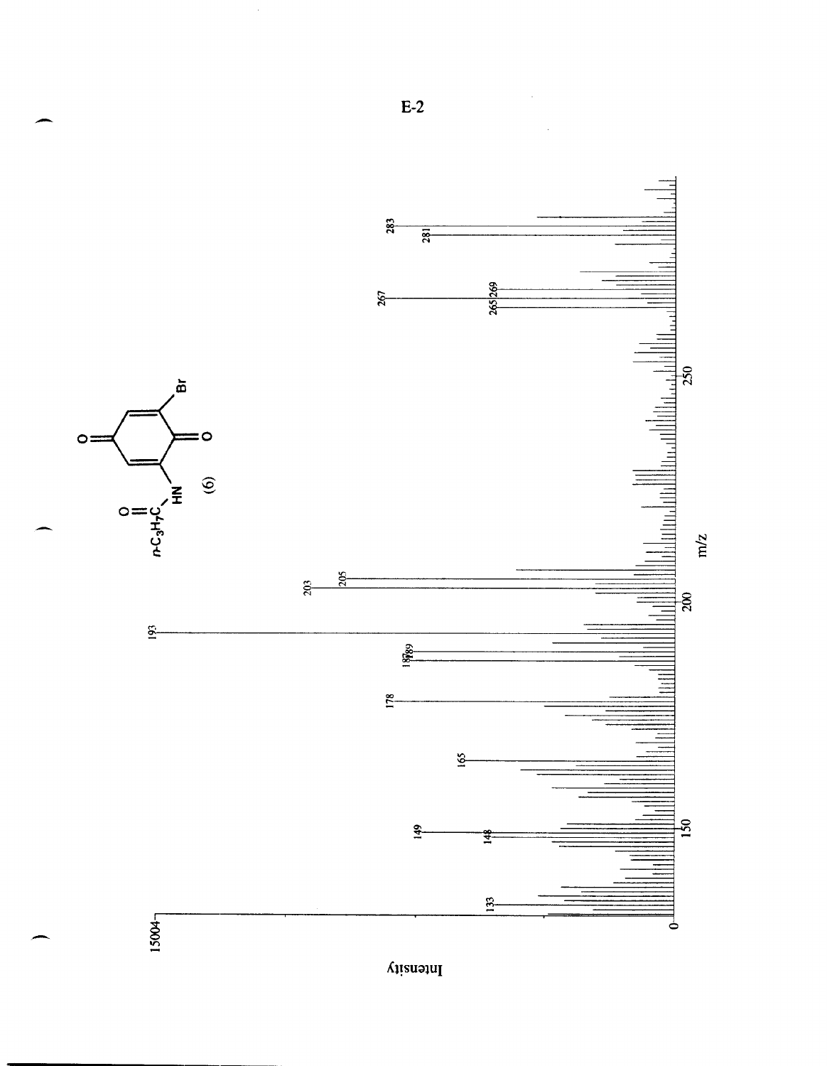E-2

$n$-$C_3H_7C(=O)$-HN (6) Br

Intensity

15004

0

m/z

133, 148, 149, 150, 165, 178, 187, 189, 193, 200, 203, 205, 250, 265, 267, 269, 281, 283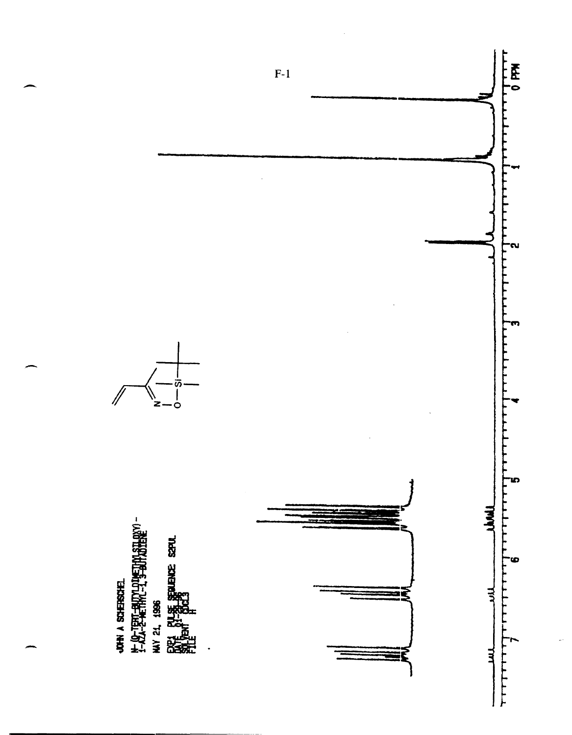F-1

JOHN A SCHERSCHEL

N-(O-TERT-BUTYLDIMETHYLSILOXY)-
1-AZA-2-METHYL-1,3-BUTADIENE

MAY 21, 1996

EXP1 PULSE SEQUENCE: S2PUL
DATE 05-21-96
SOLVENT CDCl3
FILE H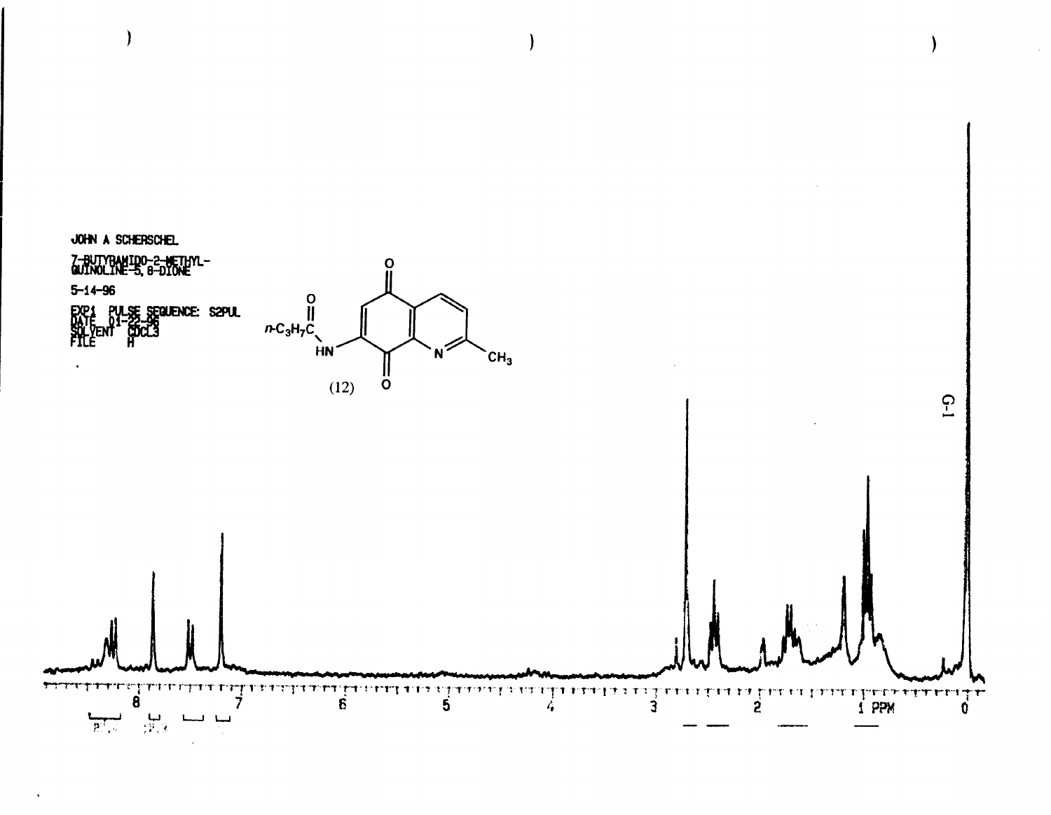JOHN A SCHERSCHEL

7-BUTYRAMIDO-2-METHYL-QUINOLINE-5,8-DIONE

5-14-96

EXP1 PULSE SEQUENCE: S2PUL
DATE 01-22-96
SOLVENT CDCL3
FILE H

(12)

G-1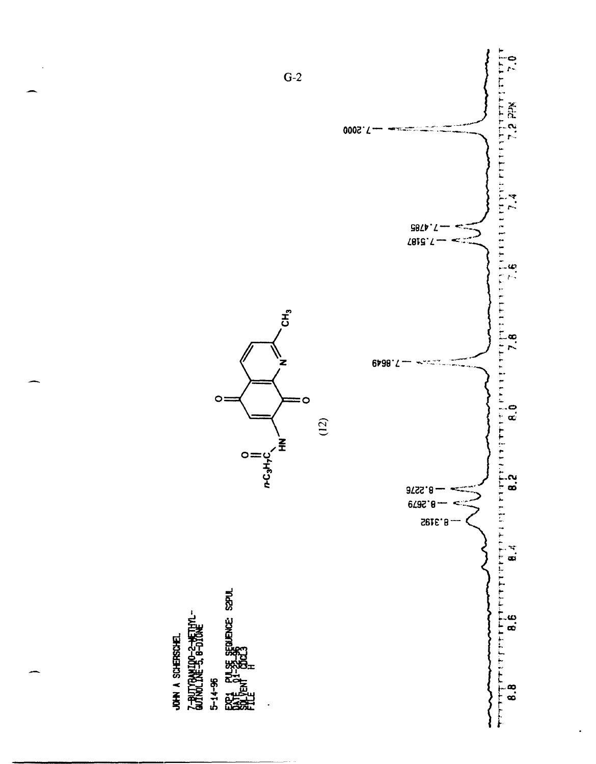G-2

JOHN A SCHERSCHEL

7-BUTYRAMIDO-2-METHYL-QUINOLINE-5,8-DIONE

5-14-96

EXP1 PULSE SEQUENCE: S2PUL
DATE 01-25-96
SOLVENT CDCL3
FILE H

(12)

8.3192
8.2679
8.2276
7.8649
7.5187
7.4785
7.2000

8.8 8.6 8.4 8.2 8.0 7.8 7.6 7.4 7.2 PPM 7.0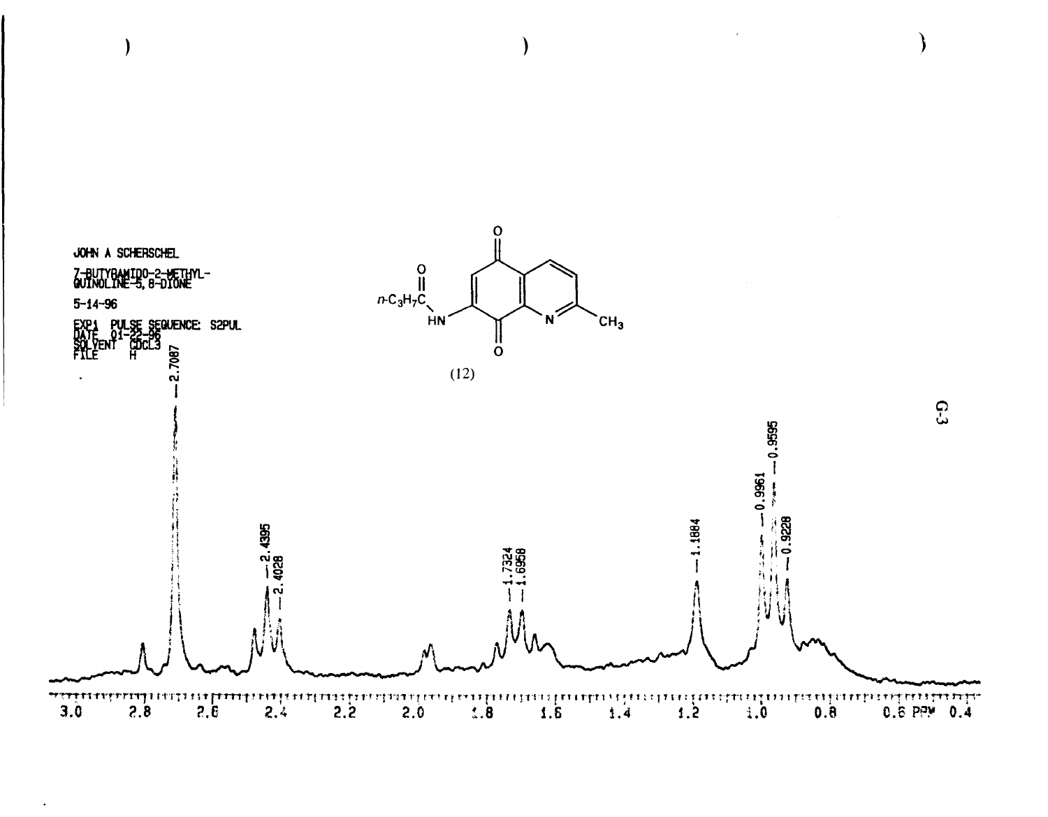JOHN A SCHERSCHEL

7-BUTYRAMIDO-2-METHYL-QUINOLINE-5,8-DIONE

5-14-96

EXP1 PULSE SEQUENCE: S2PUL
DATE 01-22-96
SOLVENT CDCL3
FILE H

(12)

$n$-$C_3H_7C$

HN

N

$CH_3$

O

O

O

2.7087

2.4395
2.4028

1.7324
1.6958

1.1884

0.9961
0.9595
0.9228

3.0 2.8 2.6 2.4 2.2 2.0 1.8 1.6 1.4 1.2 1.0 0.8 0.6 PPM 0.4

G-3